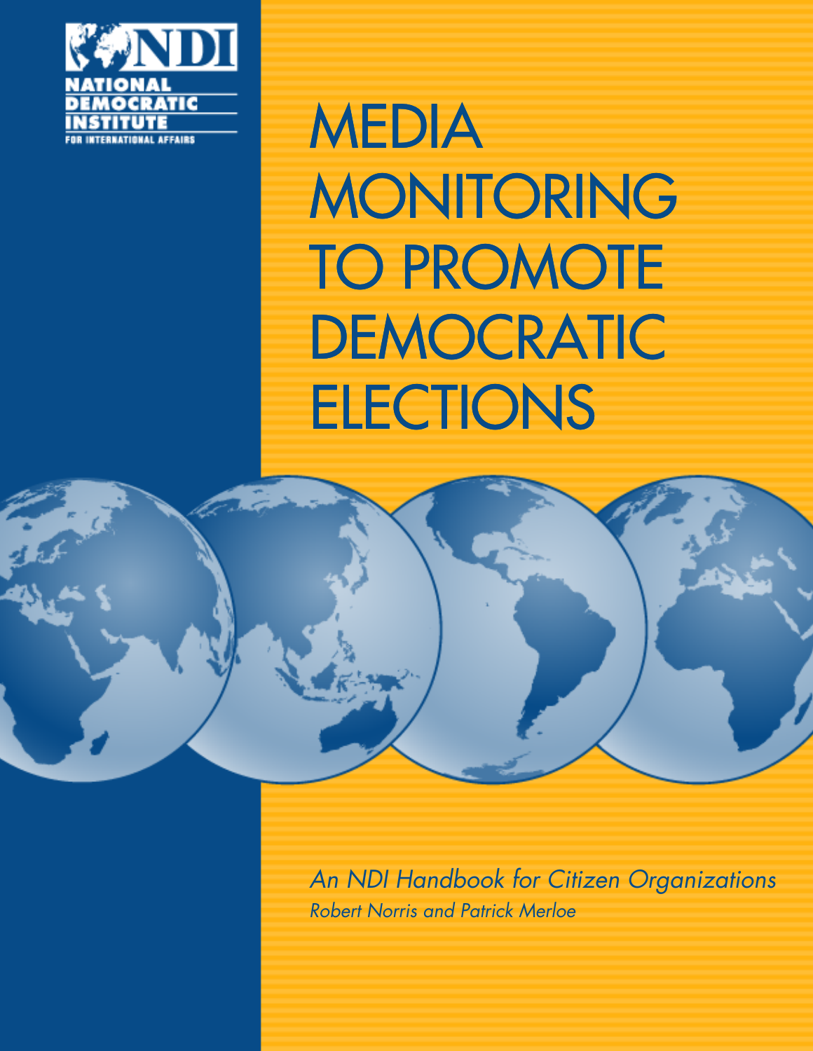NDI

NATIONAL DEMOCRATIC INSTITUTE FOR INTERNATIONAL AFFAIRS

# MEDIA MONITORING TO PROMOTE DEMOCRATIC ELECTIONS

*An NDI Handbook for Citizen Organizations*

*Robert Norris and Patrick Merloe*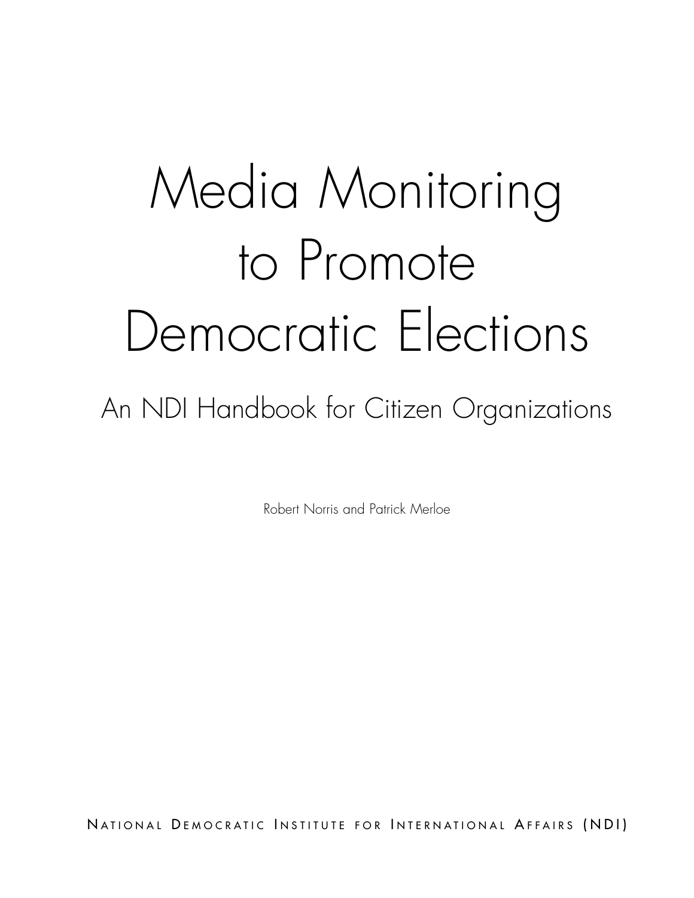# Media Monitoring to Promote Democratic Elections

## An NDI Handbook for Citizen Organizations

Robert Norris and Patrick Merloe

National Democratic Institute for International Affairs (NDI)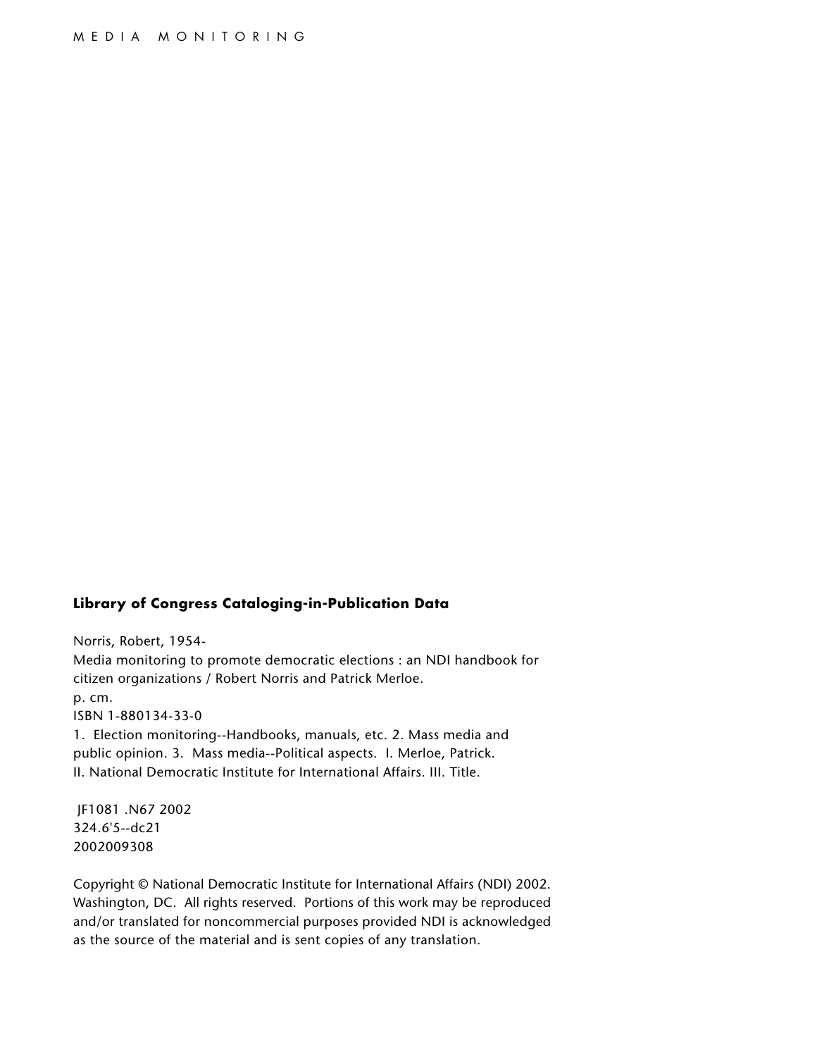**Library of Congress Cataloging-in-Publication Data**

Norris, Robert, 1954-
Media monitoring to promote democratic elections : an NDI handbook for citizen organizations / Robert Norris and Patrick Merloe.
p. cm.
ISBN 1-880134-33-0
1. Election monitoring--Handbooks, manuals, etc. 2. Mass media and public opinion. 3. Mass media--Political aspects. I. Merloe, Patrick. II. National Democratic Institute for International Affairs. III. Title.

JF1081 .N67 2002
324.6'5--dc21
2002009308

Copyright © National Democratic Institute for International Affairs (NDI) 2002. Washington, DC. All rights reserved. Portions of this work may be reproduced and/or translated for noncommercial purposes provided NDI is acknowledged as the source of the material and is sent copies of any translation.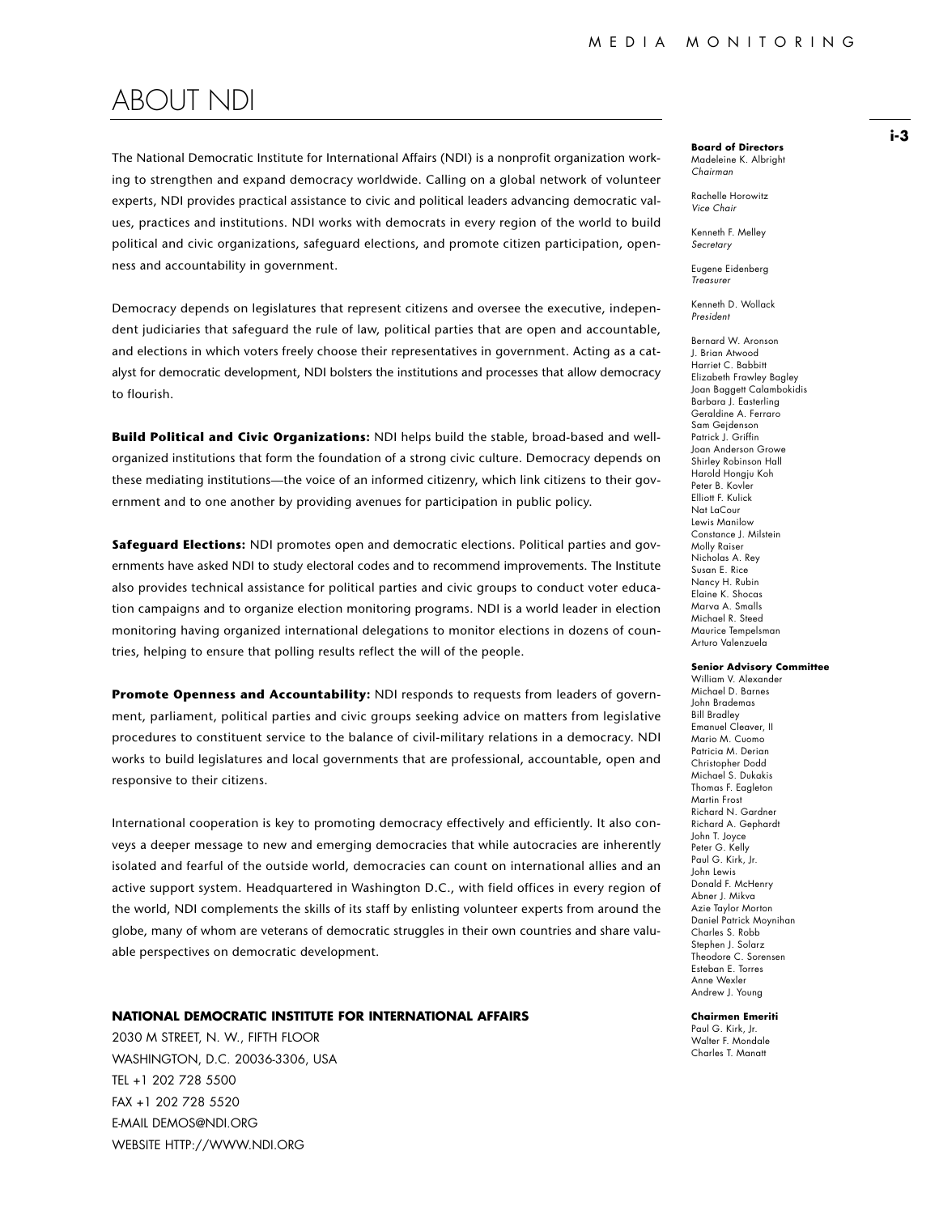# ABOUT NDI

The National Democratic Institute for International Affairs (NDI) is a nonprofit organization working to strengthen and expand democracy worldwide. Calling on a global network of volunteer experts, NDI provides practical assistance to civic and political leaders advancing democratic values, practices and institutions. NDI works with democrats in every region of the world to build political and civic organizations, safeguard elections, and promote citizen participation, openness and accountability in government.

Democracy depends on legislatures that represent citizens and oversee the executive, independent judiciaries that safeguard the rule of law, political parties that are open and accountable, and elections in which voters freely choose their representatives in government. Acting as a catalyst for democratic development, NDI bolsters the institutions and processes that allow democracy to flourish.

**Build Political and Civic Organizations:** NDI helps build the stable, broad-based and well-organized institutions that form the foundation of a strong civic culture. Democracy depends on these mediating institutions—the voice of an informed citizenry, which link citizens to their government and to one another by providing avenues for participation in public policy.

**Safeguard Elections:** NDI promotes open and democratic elections. Political parties and governments have asked NDI to study electoral codes and to recommend improvements. The Institute also provides technical assistance for political parties and civic groups to conduct voter education campaigns and to organize election monitoring programs. NDI is a world leader in election monitoring having organized international delegations to monitor elections in dozens of countries, helping to ensure that polling results reflect the will of the people.

**Promote Openness and Accountability:** NDI responds to requests from leaders of government, parliament, political parties and civic groups seeking advice on matters from legislative procedures to constituent service to the balance of civil-military relations in a democracy. NDI works to build legislatures and local governments that are professional, accountable, open and responsive to their citizens.

International cooperation is key to promoting democracy effectively and efficiently. It also conveys a deeper message to new and emerging democracies that while autocracies are inherently isolated and fearful of the outside world, democracies can count on international allies and an active support system. Headquartered in Washington D.C., with field offices in every region of the world, NDI complements the skills of its staff by enlisting volunteer experts from around the globe, many of whom are veterans of democratic struggles in their own countries and share valuable perspectives on democratic development.

**NATIONAL DEMOCRATIC INSTITUTE FOR INTERNATIONAL AFFAIRS**
2030 M STREET, N. W., FIFTH FLOOR
WASHINGTON, D.C. 20036-3306, USA
TEL +1 202 728 5500
FAX +1 202 728 5520
E-MAIL DEMOS@NDI.ORG
WEBSITE HTTP://WWW.NDI.ORG

**Board of Directors**

Madeleine K. Albright
*Chairman*

Rachelle Horowitz
*Vice Chair*

Kenneth F. Melley
*Secretary*

Eugene Eidenberg
*Treasurer*

Kenneth D. Wollack
*President*

Bernard W. Aronson
J. Brian Atwood
Harriet C. Babbitt
Elizabeth Frawley Bagley
Joan Baggett Calambokidis
Barbara J. Easterling
Geraldine A. Ferraro
Sam Gejdenson
Patrick J. Griffin
Joan Anderson Growe
Shirley Robinson Hall
Harold Hongju Koh
Peter B. Kovler
Elliott F. Kulick
Nat LaCour
Lewis Manilow
Constance J. Milstein
Molly Raiser
Nicholas A. Rey
Susan E. Rice
Nancy H. Rubin
Elaine K. Shocas
Marva A. Smalls
Michael R. Steed
Maurice Tempelsman
Arturo Valenzuela

**Senior Advisory Committee**

William V. Alexander
Michael D. Barnes
John Brademas
Bill Bradley
Emanuel Cleaver, II
Mario M. Cuomo
Patricia M. Derian
Christopher Dodd
Michael S. Dukakis
Thomas F. Eagleton
Martin Frost
Richard N. Gardner
Richard A. Gephardt
John T. Joyce
Peter G. Kelly
Paul G. Kirk, Jr.
John Lewis
Donald F. McHenry
Abner J. Mikva
Azie Taylor Morton
Daniel Patrick Moynihan
Charles S. Robb
Stephen J. Solarz
Theodore C. Sorensen
Esteban E. Torres
Anne Wexler
Andrew J. Young

**Chairmen Emeriti**

Paul G. Kirk, Jr.
Walter F. Mondale
Charles T. Manatt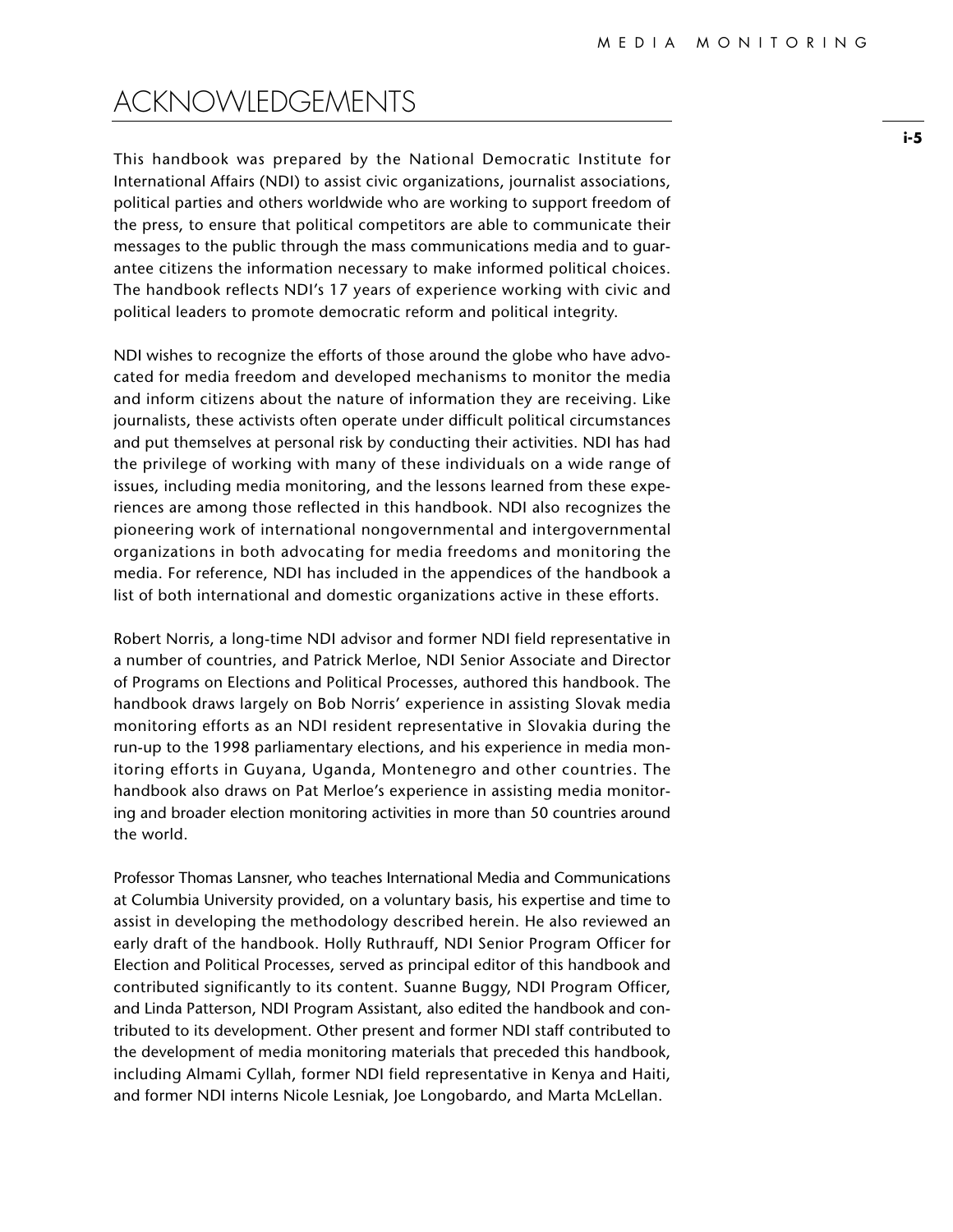# ACKNOWLEDGEMENTS

This handbook was prepared by the National Democratic Institute for International Affairs (NDI) to assist civic organizations, journalist associations, political parties and others worldwide who are working to support freedom of the press, to ensure that political competitors are able to communicate their messages to the public through the mass communications media and to guarantee citizens the information necessary to make informed political choices. The handbook reflects NDI's 17 years of experience working with civic and political leaders to promote democratic reform and political integrity.

NDI wishes to recognize the efforts of those around the globe who have advocated for media freedom and developed mechanisms to monitor the media and inform citizens about the nature of information they are receiving. Like journalists, these activists often operate under difficult political circumstances and put themselves at personal risk by conducting their activities. NDI has had the privilege of working with many of these individuals on a wide range of issues, including media monitoring, and the lessons learned from these experiences are among those reflected in this handbook. NDI also recognizes the pioneering work of international nongovernmental and intergovernmental organizations in both advocating for media freedoms and monitoring the media. For reference, NDI has included in the appendices of the handbook a list of both international and domestic organizations active in these efforts.

Robert Norris, a long-time NDI advisor and former NDI field representative in a number of countries, and Patrick Merloe, NDI Senior Associate and Director of Programs on Elections and Political Processes, authored this handbook. The handbook draws largely on Bob Norris' experience in assisting Slovak media monitoring efforts as an NDI resident representative in Slovakia during the run-up to the 1998 parliamentary elections, and his experience in media monitoring efforts in Guyana, Uganda, Montenegro and other countries. The handbook also draws on Pat Merloe's experience in assisting media monitoring and broader election monitoring activities in more than 50 countries around the world.

Professor Thomas Lansner, who teaches International Media and Communications at Columbia University provided, on a voluntary basis, his expertise and time to assist in developing the methodology described herein. He also reviewed an early draft of the handbook. Holly Ruthrauff, NDI Senior Program Officer for Election and Political Processes, served as principal editor of this handbook and contributed significantly to its content. Suanne Buggy, NDI Program Officer, and Linda Patterson, NDI Program Assistant, also edited the handbook and contributed to its development. Other present and former NDI staff contributed to the development of media monitoring materials that preceded this handbook, including Almami Cyllah, former NDI field representative in Kenya and Haiti, and former NDI interns Nicole Lesniak, Joe Longobardo, and Marta McLellan.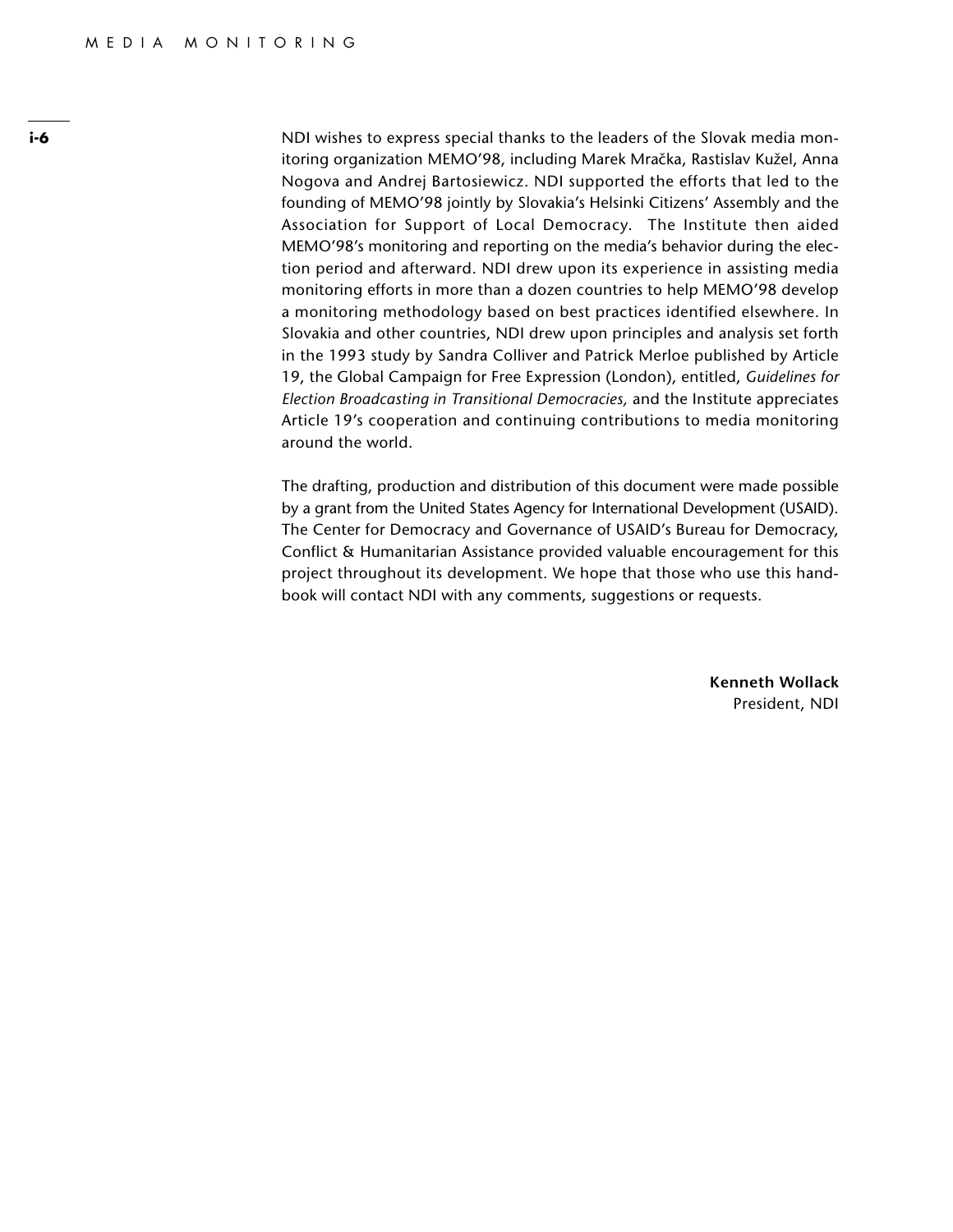NDI wishes to express special thanks to the leaders of the Slovak media monitoring organization MEMO'98, including Marek Mračka, Rastislav Kužel, Anna Nogova and Andrej Bartosiewicz. NDI supported the efforts that led to the founding of MEMO'98 jointly by Slovakia's Helsinki Citizens' Assembly and the Association for Support of Local Democracy. The Institute then aided MEMO'98's monitoring and reporting on the media's behavior during the election period and afterward. NDI drew upon its experience in assisting media monitoring efforts in more than a dozen countries to help MEMO'98 develop a monitoring methodology based on best practices identified elsewhere. In Slovakia and other countries, NDI drew upon principles and analysis set forth in the 1993 study by Sandra Colliver and Patrick Merloe published by Article 19, the Global Campaign for Free Expression (London), entitled, *Guidelines for Election Broadcasting in Transitional Democracies,* and the Institute appreciates Article 19's cooperation and continuing contributions to media monitoring around the world.

The drafting, production and distribution of this document were made possible by a grant from the United States Agency for International Development (USAID). The Center for Democracy and Governance of USAID's Bureau for Democracy, Conflict & Humanitarian Assistance provided valuable encouragement for this project throughout its development. We hope that those who use this handbook will contact NDI with any comments, suggestions or requests.

**Kenneth Wollack**
President, NDI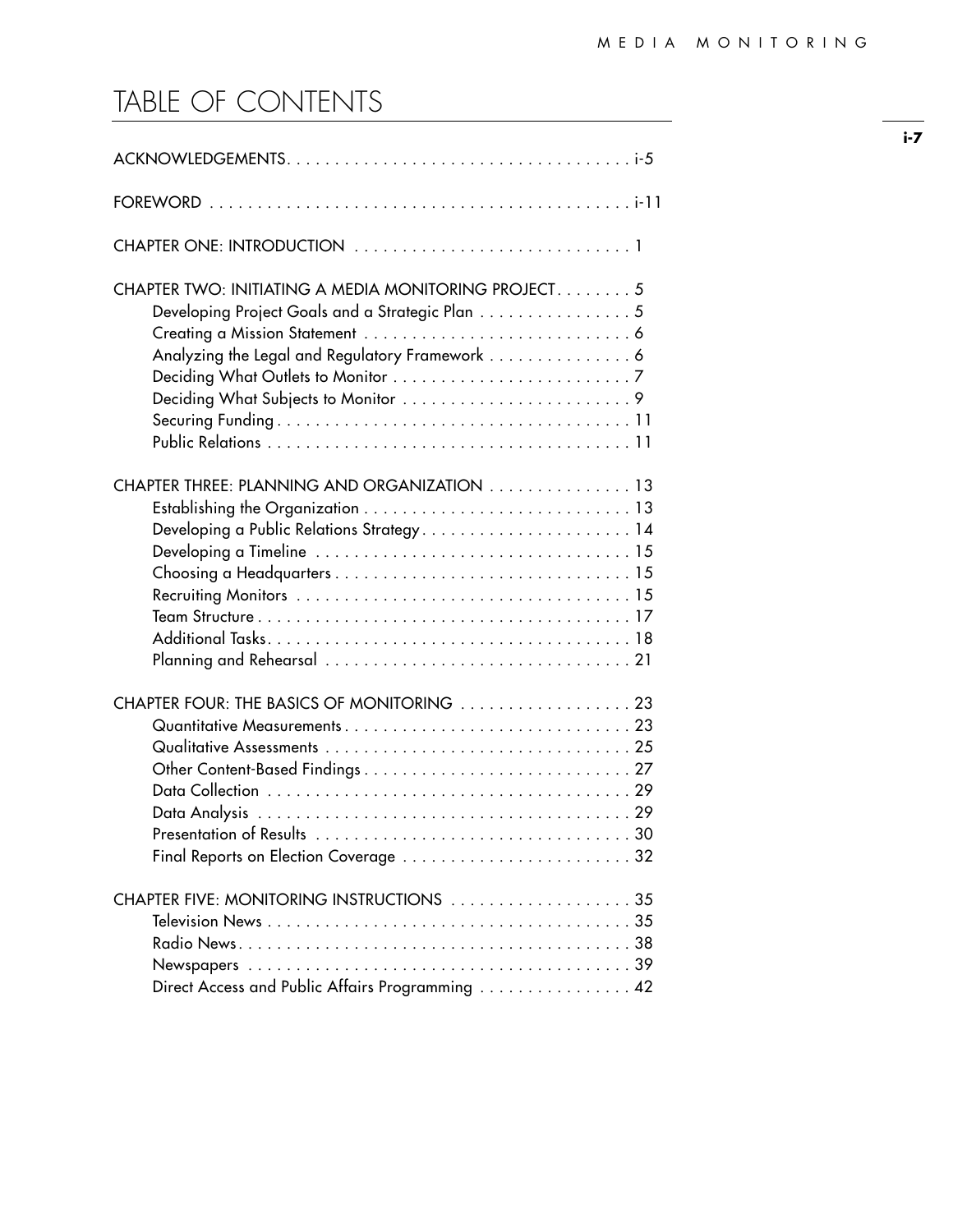# TABLE OF CONTENTS

ACKNOWLEDGEMENTS . . . . . . . . . . . . . . . . . . . . . . . . . . . . . . . . . . . i-5

FOREWORD . . . . . . . . . . . . . . . . . . . . . . . . . . . . . . . . . . . . . . . . . . i-11

CHAPTER ONE: INTRODUCTION . . . . . . . . . . . . . . . . . . . . . . . . . . . . . 1

CHAPTER TWO: INITIATING A MEDIA MONITORING PROJECT . . . . . . . . 5
- Developing Project Goals and a Strategic Plan . . . . . . . . . . . . . . . . 5
- Creating a Mission Statement . . . . . . . . . . . . . . . . . . . . . . . . . . . . 6
- Analyzing the Legal and Regulatory Framework . . . . . . . . . . . . . . . 6
- Deciding What Outlets to Monitor . . . . . . . . . . . . . . . . . . . . . . . . . 7
- Deciding What Subjects to Monitor . . . . . . . . . . . . . . . . . . . . . . . . 9
- Securing Funding . . . . . . . . . . . . . . . . . . . . . . . . . . . . . . . . . . . . 11
- Public Relations . . . . . . . . . . . . . . . . . . . . . . . . . . . . . . . . . . . . . 11

CHAPTER THREE: PLANNING AND ORGANIZATION . . . . . . . . . . . . . . . 13
- Establishing the Organization . . . . . . . . . . . . . . . . . . . . . . . . . . . . 13
- Developing a Public Relations Strategy . . . . . . . . . . . . . . . . . . . . . . 14
- Developing a Timeline . . . . . . . . . . . . . . . . . . . . . . . . . . . . . . . . . 15
- Choosing a Headquarters . . . . . . . . . . . . . . . . . . . . . . . . . . . . . . . 15
- Recruiting Monitors . . . . . . . . . . . . . . . . . . . . . . . . . . . . . . . . . . . 15
- Team Structure . . . . . . . . . . . . . . . . . . . . . . . . . . . . . . . . . . . . . . 17
- Additional Tasks . . . . . . . . . . . . . . . . . . . . . . . . . . . . . . . . . . . . . 18
- Planning and Rehearsal . . . . . . . . . . . . . . . . . . . . . . . . . . . . . . . . 21

CHAPTER FOUR: THE BASICS OF MONITORING . . . . . . . . . . . . . . . . . . 23
- Quantitative Measurements . . . . . . . . . . . . . . . . . . . . . . . . . . . . . . 23
- Qualitative Assessments . . . . . . . . . . . . . . . . . . . . . . . . . . . . . . . . 25
- Other Content-Based Findings . . . . . . . . . . . . . . . . . . . . . . . . . . . . 27
- Data Collection . . . . . . . . . . . . . . . . . . . . . . . . . . . . . . . . . . . . . . 29
- Data Analysis . . . . . . . . . . . . . . . . . . . . . . . . . . . . . . . . . . . . . . . 29
- Presentation of Results . . . . . . . . . . . . . . . . . . . . . . . . . . . . . . . . . 30
- Final Reports on Election Coverage . . . . . . . . . . . . . . . . . . . . . . . . 32

CHAPTER FIVE: MONITORING INSTRUCTIONS . . . . . . . . . . . . . . . . . . . 35
- Television News . . . . . . . . . . . . . . . . . . . . . . . . . . . . . . . . . . . . . . 35
- Radio News . . . . . . . . . . . . . . . . . . . . . . . . . . . . . . . . . . . . . . . . . 38
- Newspapers . . . . . . . . . . . . . . . . . . . . . . . . . . . . . . . . . . . . . . . . . 39
- Direct Access and Public Affairs Programming . . . . . . . . . . . . . . . . 42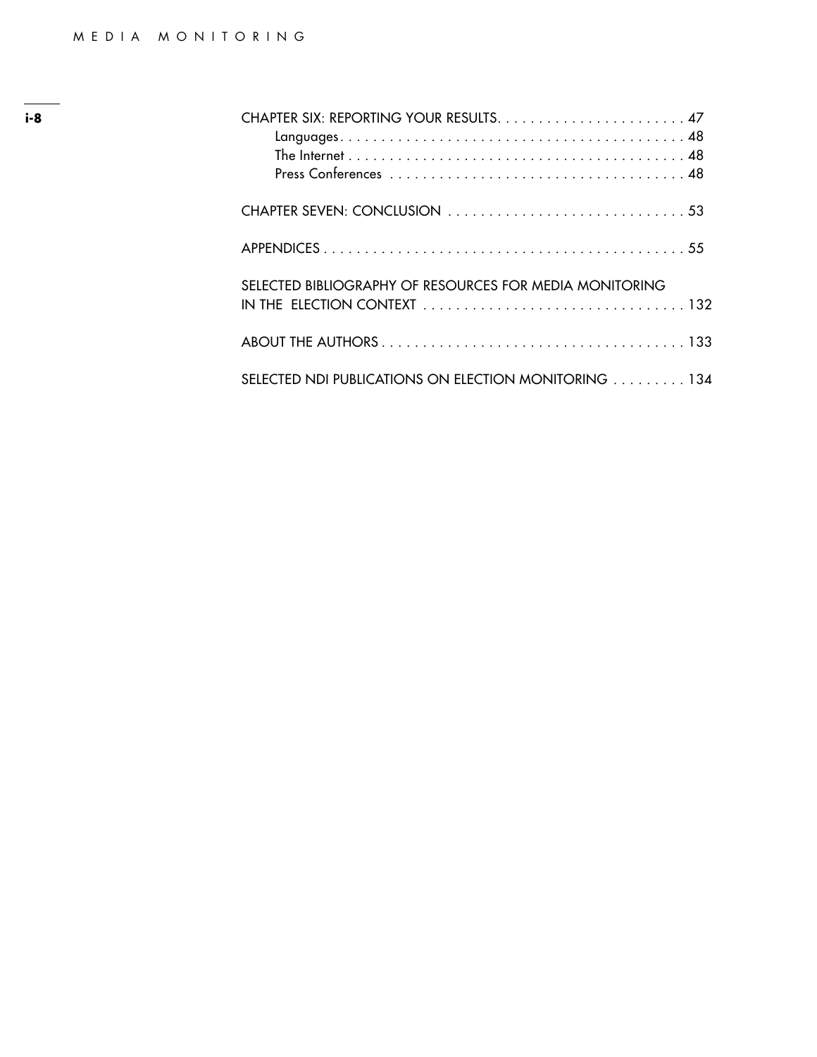CHAPTER SIX: REPORTING YOUR RESULTS. . . . . . . . . . . . . . . . . . . . . . . . 47
- Languages . . . . . . . . . . . . . . . . . . . . . . . . . . . . . . . . . . . . . . . . . . 48
- The Internet . . . . . . . . . . . . . . . . . . . . . . . . . . . . . . . . . . . . . . . . 48
- Press Conferences . . . . . . . . . . . . . . . . . . . . . . . . . . . . . . . . . . . 48

CHAPTER SEVEN: CONCLUSION . . . . . . . . . . . . . . . . . . . . . . . . . . . . . 53

APPENDICES . . . . . . . . . . . . . . . . . . . . . . . . . . . . . . . . . . . . . . . . . . . . 55

SELECTED BIBLIOGRAPHY OF RESOURCES FOR MEDIA MONITORING IN THE ELECTION CONTEXT . . . . . . . . . . . . . . . . . . . . . . . . . . . . . . . 132

ABOUT THE AUTHORS . . . . . . . . . . . . . . . . . . . . . . . . . . . . . . . . . . . . . 133

SELECTED NDI PUBLICATIONS ON ELECTION MONITORING . . . . . . . . . 134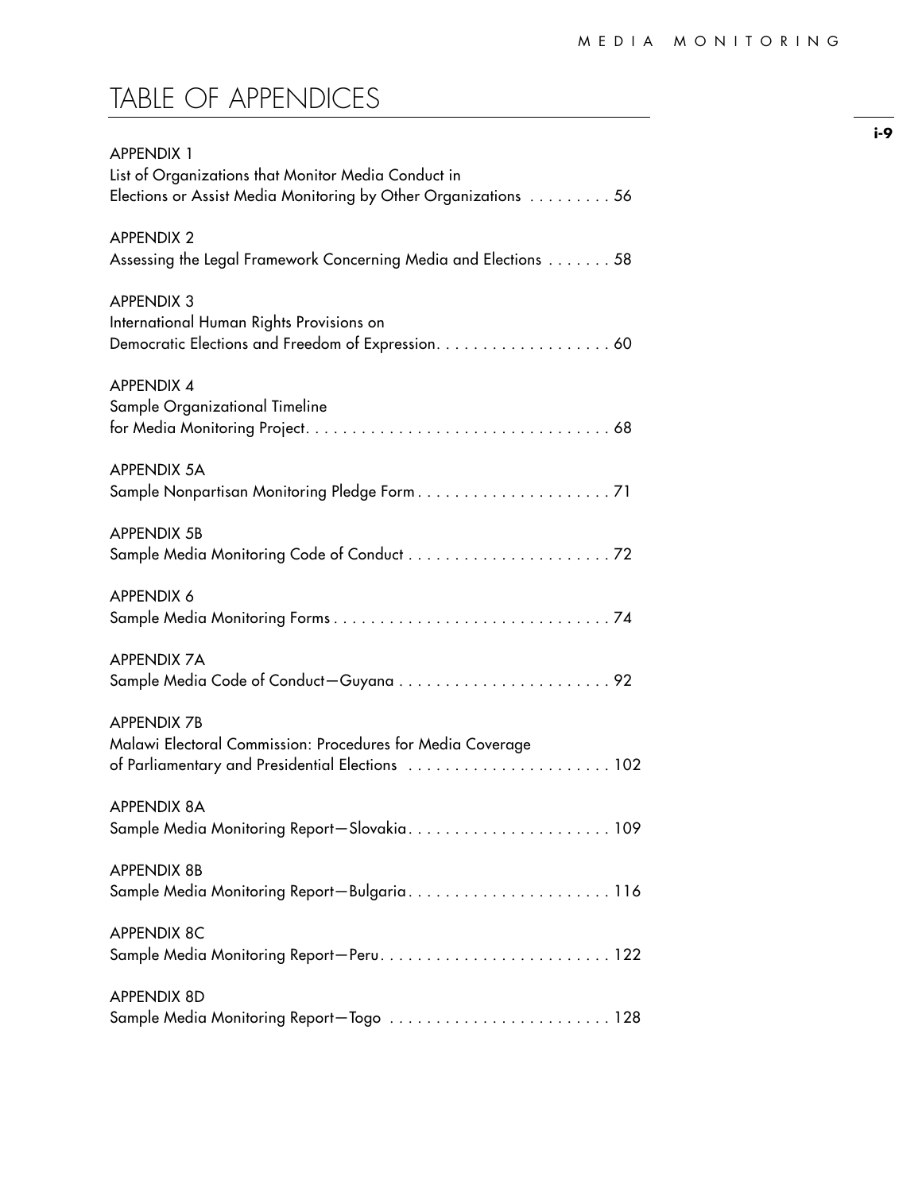# TABLE OF APPENDICES

APPENDIX 1
List of Organizations that Monitor Media Conduct in
Elections or Assist Media Monitoring by Other Organizations . . . . . . . . . 56

APPENDIX 2
Assessing the Legal Framework Concerning Media and Elections . . . . . . . 58

APPENDIX 3
International Human Rights Provisions on
Democratic Elections and Freedom of Expression. . . . . . . . . . . . . . . . . . . 60

APPENDIX 4
Sample Organizational Timeline
for Media Monitoring Project. . . . . . . . . . . . . . . . . . . . . . . . . . . . . . . . . 68

APPENDIX 5A
Sample Nonpartisan Monitoring Pledge Form . . . . . . . . . . . . . . . . . . . . . 71

APPENDIX 5B
Sample Media Monitoring Code of Conduct . . . . . . . . . . . . . . . . . . . . . . 72

APPENDIX 6
Sample Media Monitoring Forms . . . . . . . . . . . . . . . . . . . . . . . . . . . . . . 74

APPENDIX 7A
Sample Media Code of Conduct—Guyana . . . . . . . . . . . . . . . . . . . . . . . 92

APPENDIX 7B
Malawi Electoral Commission: Procedures for Media Coverage
of Parliamentary and Presidential Elections . . . . . . . . . . . . . . . . . . . . . . 102

APPENDIX 8A
Sample Media Monitoring Report—Slovakia. . . . . . . . . . . . . . . . . . . . . . 109

APPENDIX 8B
Sample Media Monitoring Report—Bulgaria. . . . . . . . . . . . . . . . . . . . . . 116

APPENDIX 8C
Sample Media Monitoring Report—Peru. . . . . . . . . . . . . . . . . . . . . . . . . 122

APPENDIX 8D
Sample Media Monitoring Report—Togo . . . . . . . . . . . . . . . . . . . . . . . . 128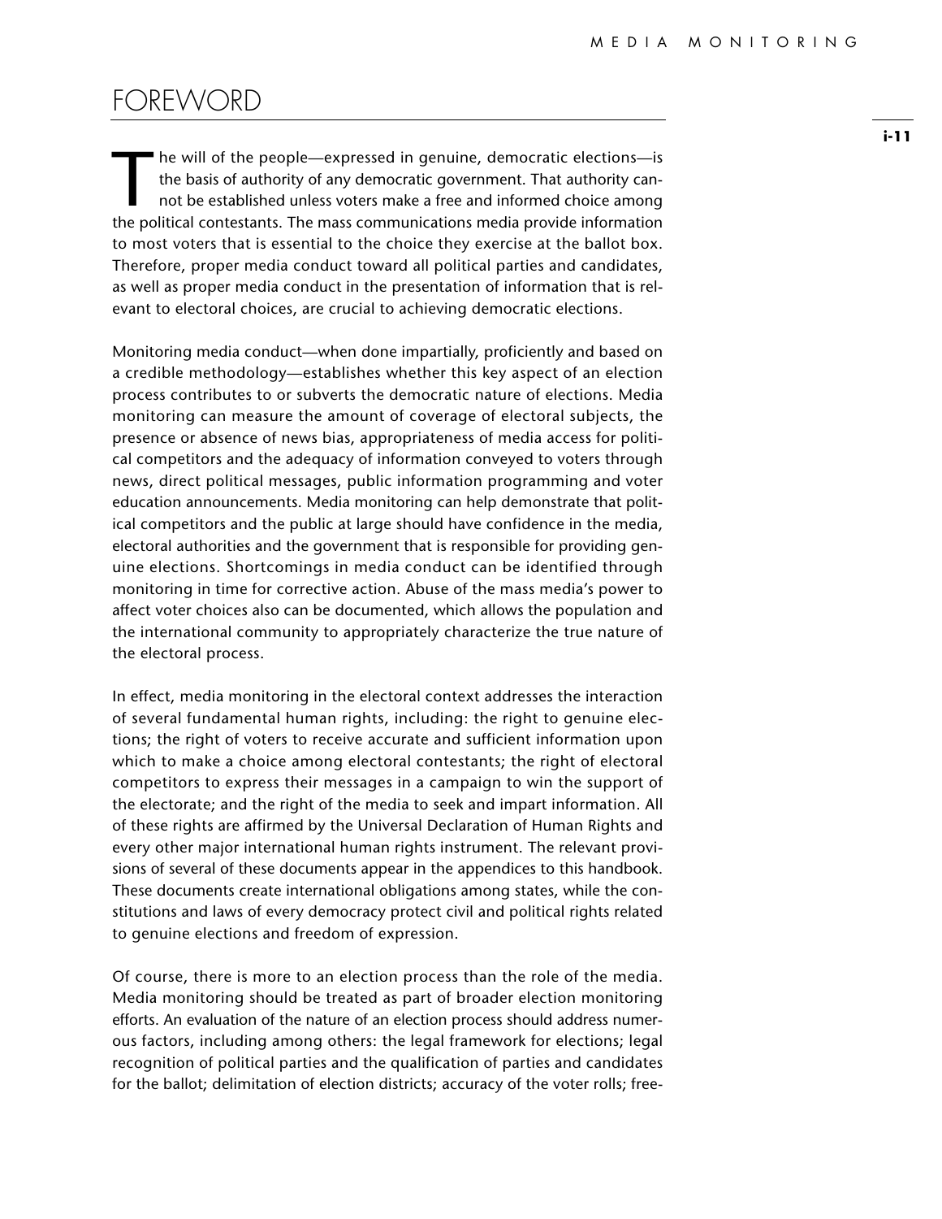# FOREWORD

The will of the people—expressed in genuine, democratic elections—is the basis of authority of any democratic government. That authority cannot be established unless voters make a free and informed choice among the political contestants. The mass communications media provide information to most voters that is essential to the choice they exercise at the ballot box. Therefore, proper media conduct toward all political parties and candidates, as well as proper media conduct in the presentation of information that is relevant to electoral choices, are crucial to achieving democratic elections.

Monitoring media conduct—when done impartially, proficiently and based on a credible methodology—establishes whether this key aspect of an election process contributes to or subverts the democratic nature of elections. Media monitoring can measure the amount of coverage of electoral subjects, the presence or absence of news bias, appropriateness of media access for political competitors and the adequacy of information conveyed to voters through news, direct political messages, public information programming and voter education announcements. Media monitoring can help demonstrate that political competitors and the public at large should have confidence in the media, electoral authorities and the government that is responsible for providing genuine elections. Shortcomings in media conduct can be identified through monitoring in time for corrective action. Abuse of the mass media's power to affect voter choices also can be documented, which allows the population and the international community to appropriately characterize the true nature of the electoral process.

In effect, media monitoring in the electoral context addresses the interaction of several fundamental human rights, including: the right to genuine elections; the right of voters to receive accurate and sufficient information upon which to make a choice among electoral contestants; the right of electoral competitors to express their messages in a campaign to win the support of the electorate; and the right of the media to seek and impart information. All of these rights are affirmed by the Universal Declaration of Human Rights and every other major international human rights instrument. The relevant provisions of several of these documents appear in the appendices to this handbook. These documents create international obligations among states, while the constitutions and laws of every democracy protect civil and political rights related to genuine elections and freedom of expression.

Of course, there is more to an election process than the role of the media. Media monitoring should be treated as part of broader election monitoring efforts. An evaluation of the nature of an election process should address numerous factors, including among others: the legal framework for elections; legal recognition of political parties and the qualification of parties and candidates for the ballot; delimitation of election districts; accuracy of the voter rolls; free-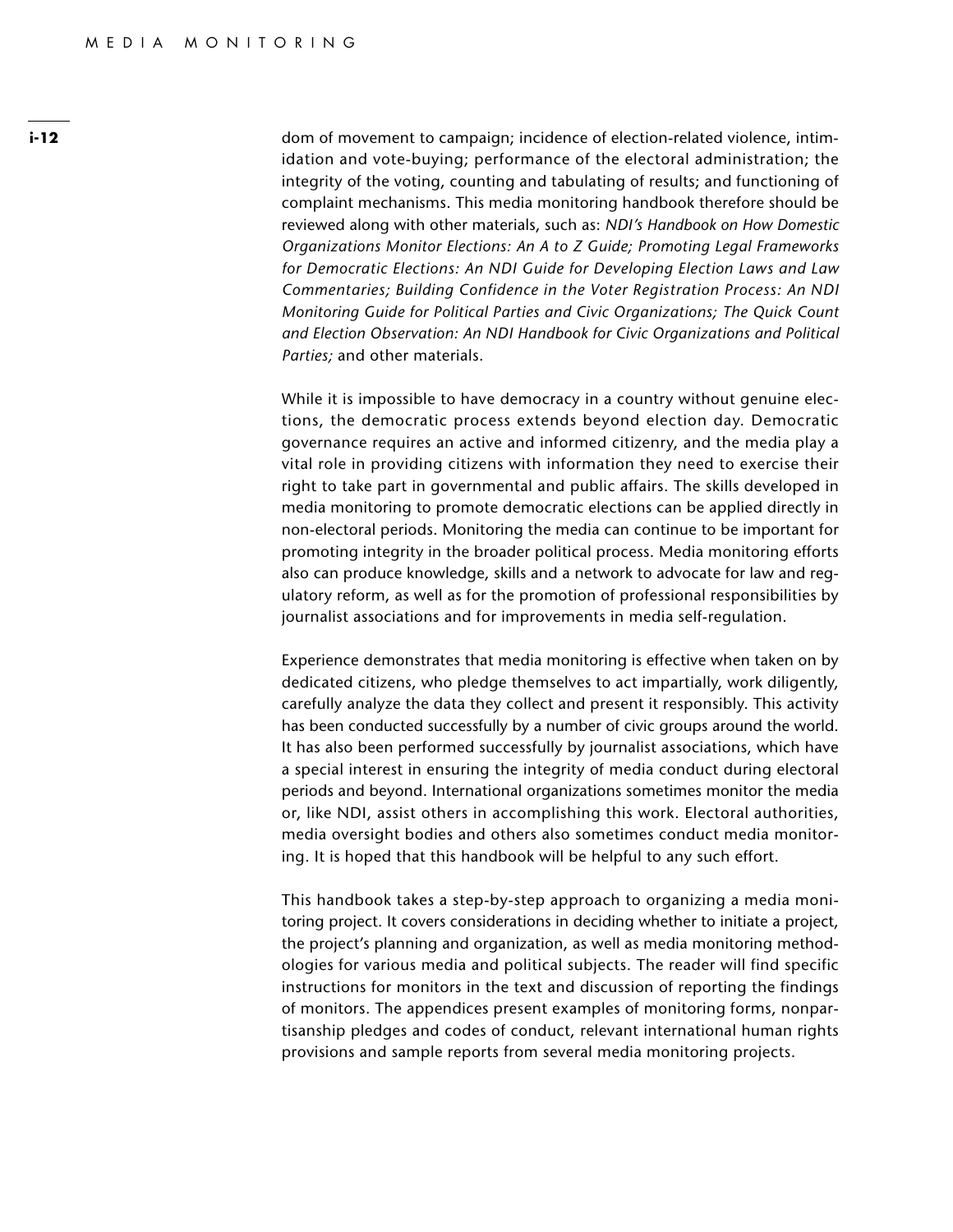dom of movement to campaign; incidence of election-related violence, intimidation and vote-buying; performance of the electoral administration; the integrity of the voting, counting and tabulating of results; and functioning of complaint mechanisms. This media monitoring handbook therefore should be reviewed along with other materials, such as: *NDI's Handbook on How Domestic Organizations Monitor Elections: An A to Z Guide; Promoting Legal Frameworks for Democratic Elections: An NDI Guide for Developing Election Laws and Law Commentaries; Building Confidence in the Voter Registration Process: An NDI Monitoring Guide for Political Parties and Civic Organizations; The Quick Count and Election Observation: An NDI Handbook for Civic Organizations and Political Parties;* and other materials.

While it is impossible to have democracy in a country without genuine elections, the democratic process extends beyond election day. Democratic governance requires an active and informed citizenry, and the media play a vital role in providing citizens with information they need to exercise their right to take part in governmental and public affairs. The skills developed in media monitoring to promote democratic elections can be applied directly in non-electoral periods. Monitoring the media can continue to be important for promoting integrity in the broader political process. Media monitoring efforts also can produce knowledge, skills and a network to advocate for law and regulatory reform, as well as for the promotion of professional responsibilities by journalist associations and for improvements in media self-regulation.

Experience demonstrates that media monitoring is effective when taken on by dedicated citizens, who pledge themselves to act impartially, work diligently, carefully analyze the data they collect and present it responsibly. This activity has been conducted successfully by a number of civic groups around the world. It has also been performed successfully by journalist associations, which have a special interest in ensuring the integrity of media conduct during electoral periods and beyond. International organizations sometimes monitor the media or, like NDI, assist others in accomplishing this work. Electoral authorities, media oversight bodies and others also sometimes conduct media monitoring. It is hoped that this handbook will be helpful to any such effort.

This handbook takes a step-by-step approach to organizing a media monitoring project. It covers considerations in deciding whether to initiate a project, the project's planning and organization, as well as media monitoring methodologies for various media and political subjects. The reader will find specific instructions for monitors in the text and discussion of reporting the findings of monitors. The appendices present examples of monitoring forms, nonpartisanship pledges and codes of conduct, relevant international human rights provisions and sample reports from several media monitoring projects.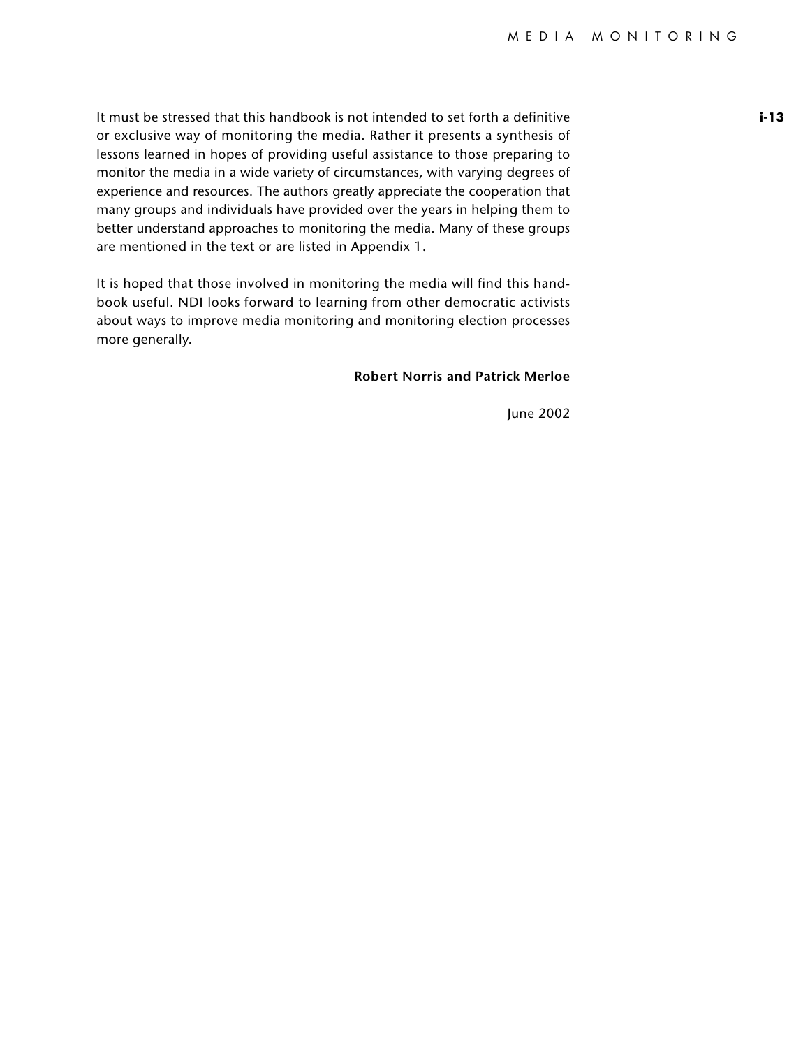It must be stressed that this handbook is not intended to set forth a definitive or exclusive way of monitoring the media. Rather it presents a synthesis of lessons learned in hopes of providing useful assistance to those preparing to monitor the media in a wide variety of circumstances, with varying degrees of experience and resources. The authors greatly appreciate the cooperation that many groups and individuals have provided over the years in helping them to better understand approaches to monitoring the media. Many of these groups are mentioned in the text or are listed in Appendix 1.

It is hoped that those involved in monitoring the media will find this handbook useful. NDI looks forward to learning from other democratic activists about ways to improve media monitoring and monitoring election processes more generally.

**Robert Norris and Patrick Merloe**

June 2002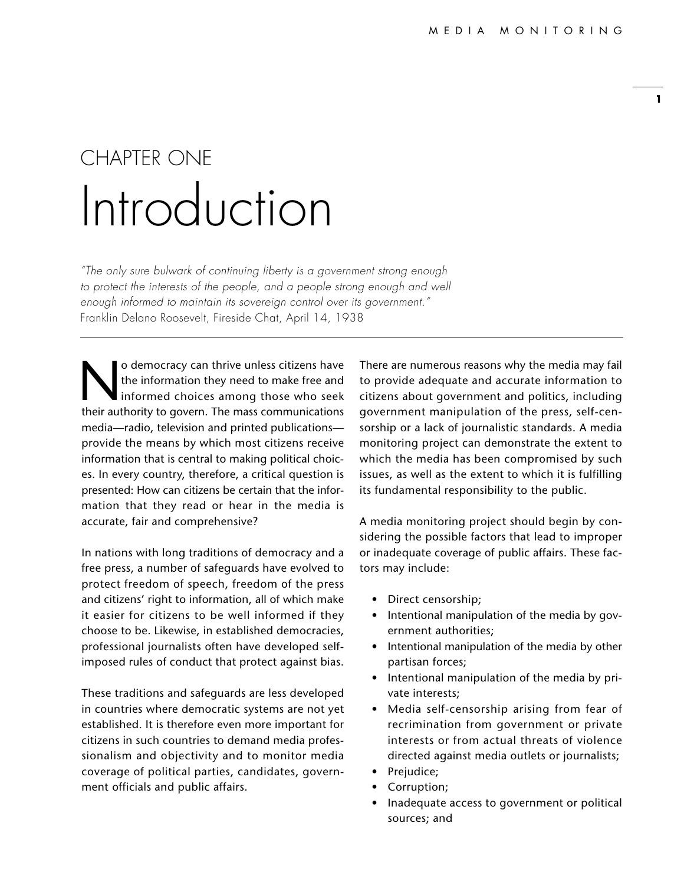# CHAPTER ONE
# Introduction

*"The only sure bulwark of continuing liberty is a government strong enough to protect the interests of the people, and a people strong enough and well enough informed to maintain its sovereign control over its government."*
Franklin Delano Roosevelt, Fireside Chat, April 14, 1938

No democracy can thrive unless citizens have the information they need to make free and informed choices among those who seek their authority to govern. The mass communications media—radio, television and printed publications—provide the means by which most citizens receive information that is central to making political choices. In every country, therefore, a critical question is presented: How can citizens be certain that the information that they read or hear in the media is accurate, fair and comprehensive?

In nations with long traditions of democracy and a free press, a number of safeguards have evolved to protect freedom of speech, freedom of the press and citizens' right to information, all of which make it easier for citizens to be well informed if they choose to be. Likewise, in established democracies, professional journalists often have developed self-imposed rules of conduct that protect against bias.

These traditions and safeguards are less developed in countries where democratic systems are not yet established. It is therefore even more important for citizens in such countries to demand media professionalism and objectivity and to monitor media coverage of political parties, candidates, government officials and public affairs.

There are numerous reasons why the media may fail to provide adequate and accurate information to citizens about government and politics, including government manipulation of the press, self-censorship or a lack of journalistic standards. A media monitoring project can demonstrate the extent to which the media has been compromised by such issues, as well as the extent to which it is fulfilling its fundamental responsibility to the public.

A media monitoring project should begin by considering the possible factors that lead to improper or inadequate coverage of public affairs. These factors may include:

- Direct censorship;
- Intentional manipulation of the media by government authorities;
- Intentional manipulation of the media by other partisan forces;
- Intentional manipulation of the media by private interests;
- Media self-censorship arising from fear of recrimination from government or private interests or from actual threats of violence directed against media outlets or journalists;
- Prejudice;
- Corruption;
- Inadequate access to government or political sources; and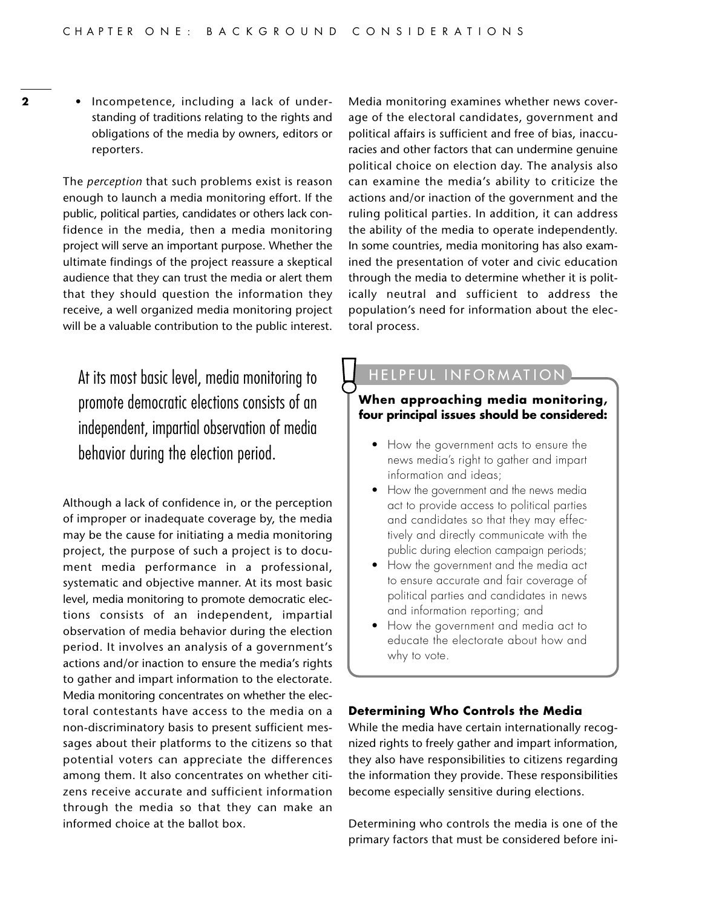- Incompetence, including a lack of understanding of traditions relating to the rights and obligations of the media by owners, editors or reporters.

The *perception* that such problems exist is reason enough to launch a media monitoring effort. If the public, political parties, candidates or others lack confidence in the media, then a media monitoring project will serve an important purpose. Whether the ultimate findings of the project reassure a skeptical audience that they can trust the media or alert them that they should question the information they receive, a well organized media monitoring project will be a valuable contribution to the public interest.

> At its most basic level, media monitoring to promote democratic elections consists of an independent, impartial observation of media behavior during the election period.

Although a lack of confidence in, or the perception of improper or inadequate coverage by, the media may be the cause for initiating a media monitoring project, the purpose of such a project is to document media performance in a professional, systematic and objective manner. At its most basic level, media monitoring to promote democratic elections consists of an independent, impartial observation of media behavior during the election period. It involves an analysis of a government's actions and/or inaction to ensure the media's rights to gather and impart information to the electorate. Media monitoring concentrates on whether the electoral contestants have access to the media on a non-discriminatory basis to present sufficient messages about their platforms to the citizens so that potential voters can appreciate the differences among them. It also concentrates on whether citizens receive accurate and sufficient information through the media so that they can make an informed choice at the ballot box.

Media monitoring examines whether news coverage of the electoral candidates, government and political affairs is sufficient and free of bias, inaccuracies and other factors that can undermine genuine political choice on election day. The analysis also can examine the media's ability to criticize the actions and/or inaction of the government and the ruling political parties. In addition, it can address the ability of the media to operate independently. In some countries, media monitoring has also examined the presentation of voter and civic education through the media to determine whether it is politically neutral and sufficient to address the population's need for information about the electoral process.

> **HELPFUL INFORMATION**
>
> **When approaching media monitoring, four principal issues should be considered:**
>
> - How the government acts to ensure the news media's right to gather and impart information and ideas;
> - How the government and the news media act to provide access to political parties and candidates so that they may effectively and directly communicate with the public during election campaign periods;
> - How the government and the media act to ensure accurate and fair coverage of political parties and candidates in news and information reporting; and
> - How the government and media act to educate the electorate about how and why to vote.

### Determining Who Controls the Media

While the media have certain internationally recognized rights to freely gather and impart information, they also have responsibilities to citizens regarding the information they provide. These responsibilities become especially sensitive during elections.

Determining who controls the media is one of the primary factors that must be considered before ini-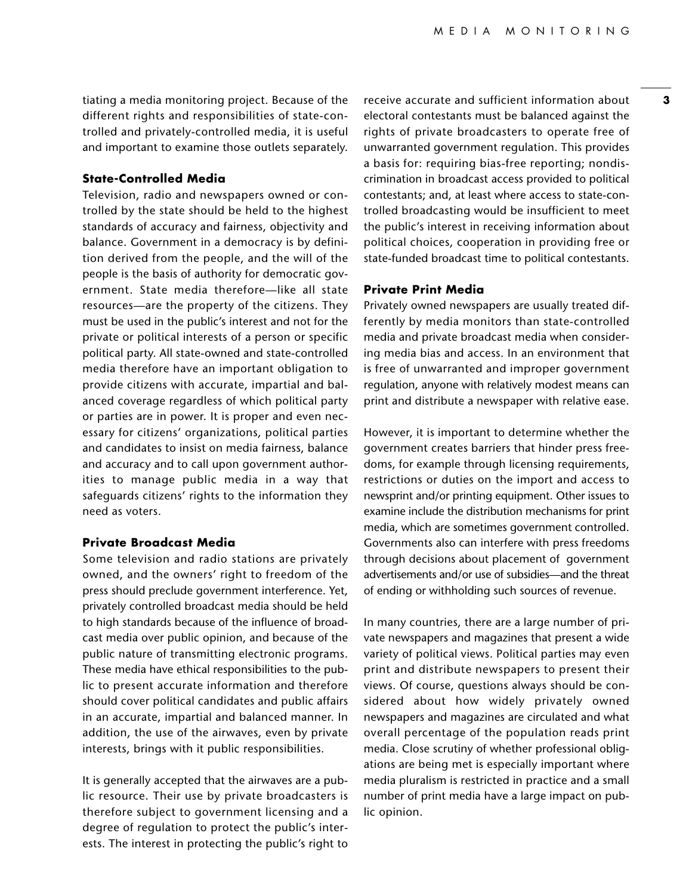tiating a media monitoring project. Because of the different rights and responsibilities of state-controlled and privately-controlled media, it is useful and important to examine those outlets separately.

### State-Controlled Media

Television, radio and newspapers owned or controlled by the state should be held to the highest standards of accuracy and fairness, objectivity and balance. Government in a democracy is by definition derived from the people, and the will of the people is the basis of authority for democratic government. State media therefore—like all state resources—are the property of the citizens. They must be used in the public's interest and not for the private or political interests of a person or specific political party. All state-owned and state-controlled media therefore have an important obligation to provide citizens with accurate, impartial and balanced coverage regardless of which political party or parties are in power. It is proper and even necessary for citizens' organizations, political parties and candidates to insist on media fairness, balance and accuracy and to call upon government authorities to manage public media in a way that safeguards citizens' rights to the information they need as voters.

### Private Broadcast Media

Some television and radio stations are privately owned, and the owners' right to freedom of the press should preclude government interference. Yet, privately controlled broadcast media should be held to high standards because of the influence of broadcast media over public opinion, and because of the public nature of transmitting electronic programs. These media have ethical responsibilities to the public to present accurate information and therefore should cover political candidates and public affairs in an accurate, impartial and balanced manner. In addition, the use of the airwaves, even by private interests, brings with it public responsibilities.

It is generally accepted that the airwaves are a public resource. Their use by private broadcasters is therefore subject to government licensing and a degree of regulation to protect the public's interests. The interest in protecting the public's right to receive accurate and sufficient information about electoral contestants must be balanced against the rights of private broadcasters to operate free of unwarranted government regulation. This provides a basis for: requiring bias-free reporting; nondiscrimination in broadcast access provided to political contestants; and, at least where access to state-controlled broadcasting would be insufficient to meet the public's interest in receiving information about political choices, cooperation in providing free or state-funded broadcast time to political contestants.

### Private Print Media

Privately owned newspapers are usually treated differently by media monitors than state-controlled media and private broadcast media when considering media bias and access. In an environment that is free of unwarranted and improper government regulation, anyone with relatively modest means can print and distribute a newspaper with relative ease.

However, it is important to determine whether the government creates barriers that hinder press freedoms, for example through licensing requirements, restrictions or duties on the import and access to newsprint and/or printing equipment. Other issues to examine include the distribution mechanisms for print media, which are sometimes government controlled. Governments also can interfere with press freedoms through decisions about placement of government advertisements and/or use of subsidies—and the threat of ending or withholding such sources of revenue.

In many countries, there are a large number of private newspapers and magazines that present a wide variety of political views. Political parties may even print and distribute newspapers to present their views. Of course, questions always should be considered about how widely privately owned newspapers and magazines are circulated and what overall percentage of the population reads print media. Close scrutiny of whether professional obligations are being met is especially important where media pluralism is restricted in practice and a small number of print media have a large impact on public opinion.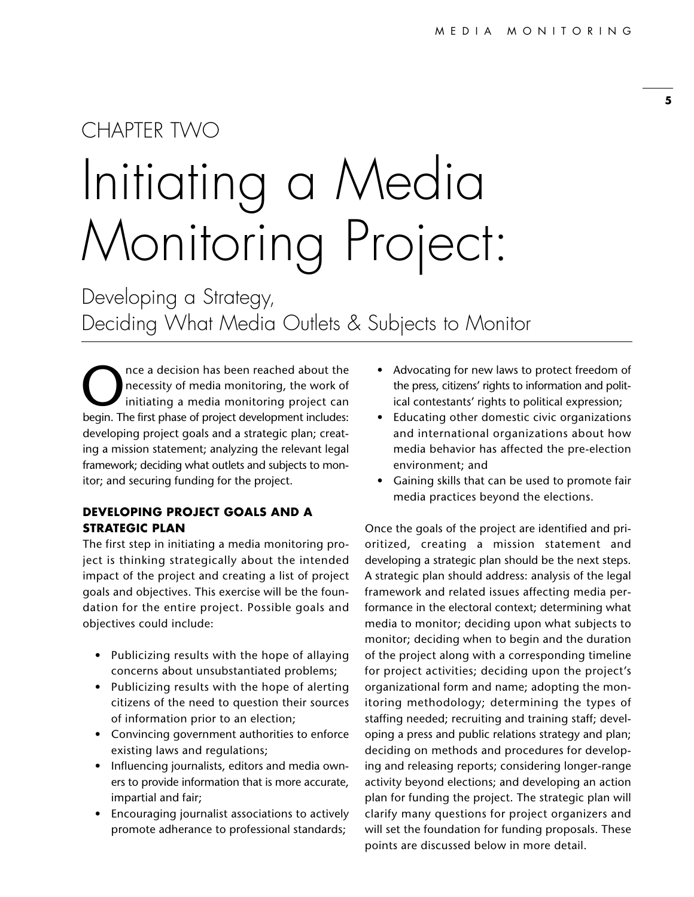# CHAPTER TWO

# Initiating a Media Monitoring Project:

## Developing a Strategy, Deciding What Media Outlets & Subjects to Monitor

Once a decision has been reached about the necessity of media monitoring, the work of initiating a media monitoring project can begin. The first phase of project development includes: developing project goals and a strategic plan; creating a mission statement; analyzing the relevant legal framework; deciding what outlets and subjects to monitor; and securing funding for the project.

### DEVELOPING PROJECT GOALS AND A STRATEGIC PLAN

The first step in initiating a media monitoring project is thinking strategically about the intended impact of the project and creating a list of project goals and objectives. This exercise will be the foundation for the entire project. Possible goals and objectives could include:

- Publicizing results with the hope of allaying concerns about unsubstantiated problems;
- Publicizing results with the hope of alerting citizens of the need to question their sources of information prior to an election;
- Convincing government authorities to enforce existing laws and regulations;
- Influencing journalists, editors and media owners to provide information that is more accurate, impartial and fair;
- Encouraging journalist associations to actively promote adherance to professional standards;
- Advocating for new laws to protect freedom of the press, citizens' rights to information and political contestants' rights to political expression;
- Educating other domestic civic organizations and international organizations about how media behavior has affected the pre-election environment; and
- Gaining skills that can be used to promote fair media practices beyond the elections.

Once the goals of the project are identified and prioritized, creating a mission statement and developing a strategic plan should be the next steps. A strategic plan should address: analysis of the legal framework and related issues affecting media performance in the electoral context; determining what media to monitor; deciding upon what subjects to monitor; deciding when to begin and the duration of the project along with a corresponding timeline for project activities; deciding upon the project's organizational form and name; adopting the monitoring methodology; determining the types of staffing needed; recruiting and training staff; developing a press and public relations strategy and plan; deciding on methods and procedures for developing and releasing reports; considering longer-range activity beyond elections; and developing an action plan for funding the project. The strategic plan will clarify many questions for project organizers and will set the foundation for funding proposals. These points are discussed below in more detail.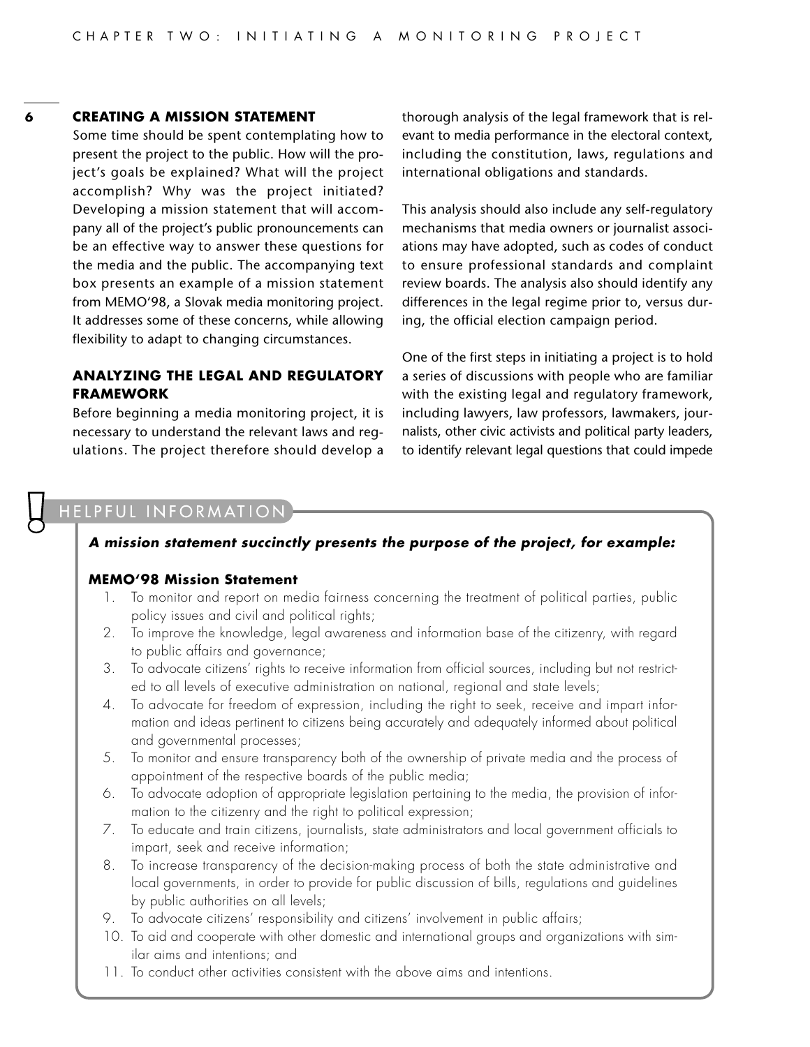## CREATING A MISSION STATEMENT

Some time should be spent contemplating how to present the project to the public. How will the project's goals be explained? What will the project accomplish? Why was the project initiated? Developing a mission statement that will accompany all of the project's public pronouncements can be an effective way to answer these questions for the media and the public. The accompanying text box presents an example of a mission statement from MEMO'98, a Slovak media monitoring project. It addresses some of these concerns, while allowing flexibility to adapt to changing circumstances.

## ANALYZING THE LEGAL AND REGULATORY FRAMEWORK

Before beginning a media monitoring project, it is necessary to understand the relevant laws and regulations. The project therefore should develop a thorough analysis of the legal framework that is relevant to media performance in the electoral context, including the constitution, laws, regulations and international obligations and standards.

This analysis should also include any self-regulatory mechanisms that media owners or journalist associations may have adopted, such as codes of conduct to ensure professional standards and complaint review boards. The analysis also should identify any differences in the legal regime prior to, versus during, the official election campaign period.

One of the first steps in initiating a project is to hold a series of discussions with people who are familiar with the existing legal and regulatory framework, including lawyers, law professors, lawmakers, journalists, other civic activists and political party leaders, to identify relevant legal questions that could impede

### HELPFUL INFORMATION

***A mission statement succinctly presents the purpose of the project, for example:***

**MEMO'98 Mission Statement**

1. To monitor and report on media fairness concerning the treatment of political parties, public policy issues and civil and political rights;
2. To improve the knowledge, legal awareness and information base of the citizenry, with regard to public affairs and governance;
3. To advocate citizens' rights to receive information from official sources, including but not restricted to all levels of executive administration on national, regional and state levels;
4. To advocate for freedom of expression, including the right to seek, receive and impart information and ideas pertinent to citizens being accurately and adequately informed about political and governmental processes;
5. To monitor and ensure transparency both of the ownership of private media and the process of appointment of the respective boards of the public media;
6. To advocate adoption of appropriate legislation pertaining to the media, the provision of information to the citizenry and the right to political expression;
7. To educate and train citizens, journalists, state administrators and local government officials to impart, seek and receive information;
8. To increase transparency of the decision-making process of both the state administrative and local governments, in order to provide for public discussion of bills, regulations and guidelines by public authorities on all levels;
9. To advocate citizens' responsibility and citizens' involvement in public affairs;
10. To aid and cooperate with other domestic and international groups and organizations with similar aims and intentions; and
11. To conduct other activities consistent with the above aims and intentions.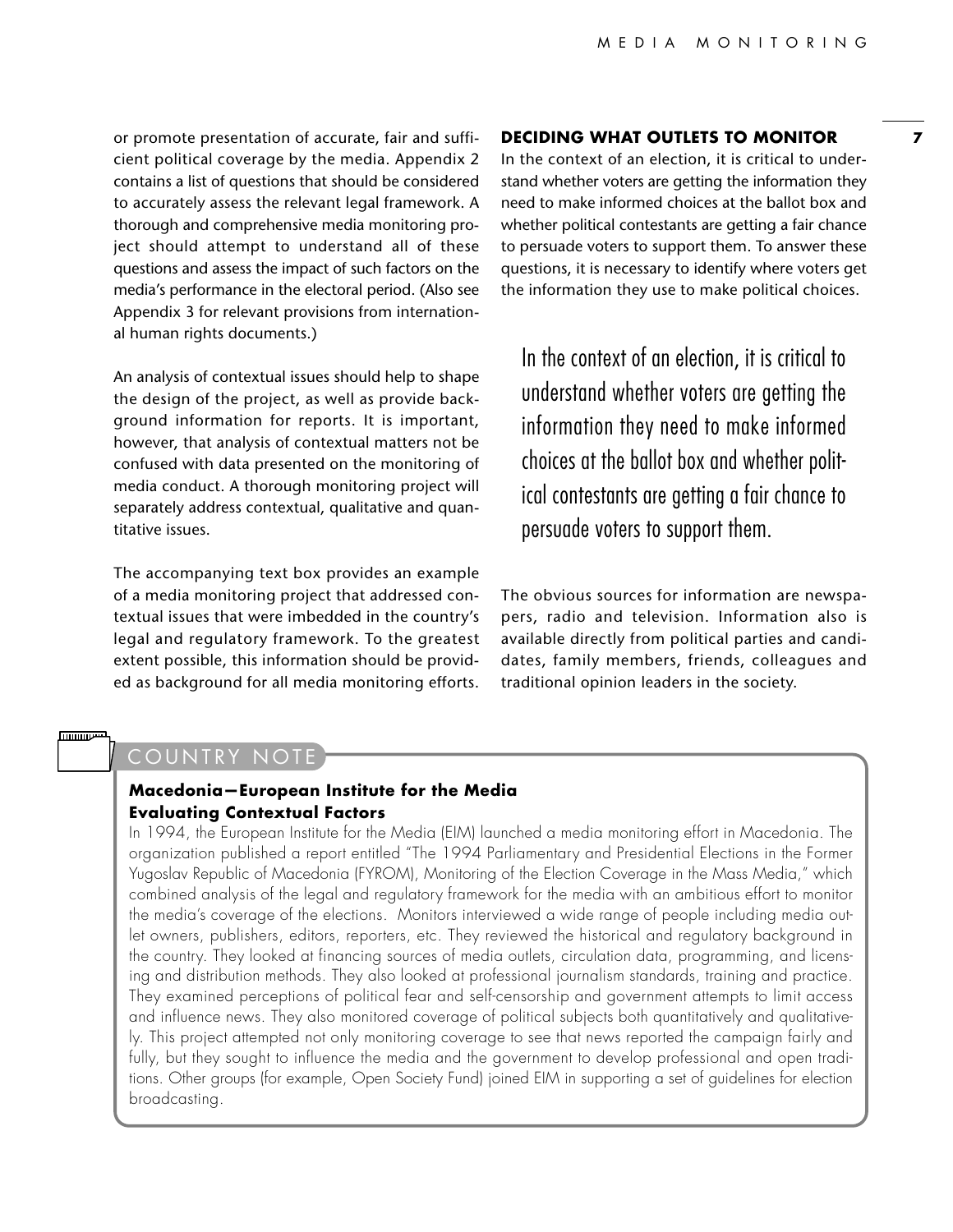or promote presentation of accurate, fair and sufficient political coverage by the media. Appendix 2 contains a list of questions that should be considered to accurately assess the relevant legal framework. A thorough and comprehensive media monitoring project should attempt to understand all of these questions and assess the impact of such factors on the media's performance in the electoral period. (Also see Appendix 3 for relevant provisions from international human rights documents.)

An analysis of contextual issues should help to shape the design of the project, as well as provide background information for reports. It is important, however, that analysis of contextual matters not be confused with data presented on the monitoring of media conduct. A thorough monitoring project will separately address contextual, qualitative and quantitative issues.

The accompanying text box provides an example of a media monitoring project that addressed contextual issues that were imbedded in the country's legal and regulatory framework. To the greatest extent possible, this information should be provided as background for all media monitoring efforts.

### DECIDING WHAT OUTLETS TO MONITOR

In the context of an election, it is critical to understand whether voters are getting the information they need to make informed choices at the ballot box and whether political contestants are getting a fair chance to persuade voters to support them. To answer these questions, it is necessary to identify where voters get the information they use to make political choices.

> In the context of an election, it is critical to understand whether voters are getting the information they need to make informed choices at the ballot box and whether political contestants are getting a fair chance to persuade voters to support them.

The obvious sources for information are newspapers, radio and television. Information also is available directly from political parties and candidates, family members, friends, colleagues and traditional opinion leaders in the society.

#### COUNTRY NOTE

**Macedonia—European Institute for the Media**
**Evaluating Contextual Factors**

In 1994, the European Institute for the Media (EIM) launched a media monitoring effort in Macedonia. The organization published a report entitled "The 1994 Parliamentary and Presidential Elections in the Former Yugoslav Republic of Macedonia (FYROM), Monitoring of the Election Coverage in the Mass Media," which combined analysis of the legal and regulatory framework for the media with an ambitious effort to monitor the media's coverage of the elections. Monitors interviewed a wide range of people including media outlet owners, publishers, editors, reporters, etc. They reviewed the historical and regulatory background in the country. They looked at financing sources of media outlets, circulation data, programming, and licensing and distribution methods. They also looked at professional journalism standards, training and practice. They examined perceptions of political fear and self-censorship and government attempts to limit access and influence news. They also monitored coverage of political subjects both quantitatively and qualitatively. This project attempted not only monitoring coverage to see that news reported the campaign fairly and fully, but they sought to influence the media and the government to develop professional and open traditions. Other groups (for example, Open Society Fund) joined EIM in supporting a set of guidelines for election broadcasting.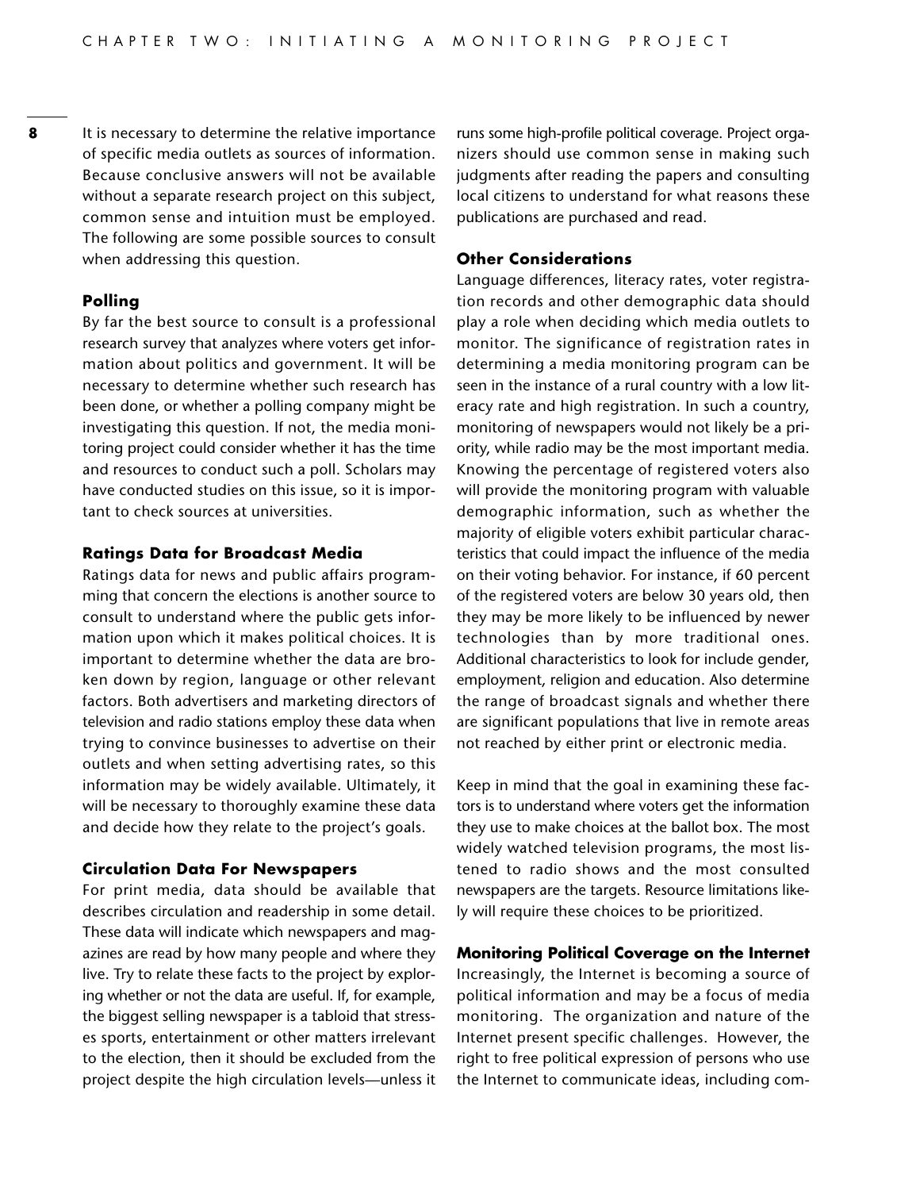It is necessary to determine the relative importance of specific media outlets as sources of information. Because conclusive answers will not be available without a separate research project on this subject, common sense and intuition must be employed. The following are some possible sources to consult when addressing this question.

#### Polling

By far the best source to consult is a professional research survey that analyzes where voters get information about politics and government. It will be necessary to determine whether such research has been done, or whether a polling company might be investigating this question. If not, the media monitoring project could consider whether it has the time and resources to conduct such a poll. Scholars may have conducted studies on this issue, so it is important to check sources at universities.

#### Ratings Data for Broadcast Media

Ratings data for news and public affairs programming that concern the elections is another source to consult to understand where the public gets information upon which it makes political choices. It is important to determine whether the data are broken down by region, language or other relevant factors. Both advertisers and marketing directors of television and radio stations employ these data when trying to convince businesses to advertise on their outlets and when setting advertising rates, so this information may be widely available. Ultimately, it will be necessary to thoroughly examine these data and decide how they relate to the project's goals.

#### Circulation Data For Newspapers

For print media, data should be available that describes circulation and readership in some detail. These data will indicate which newspapers and magazines are read by how many people and where they live. Try to relate these facts to the project by exploring whether or not the data are useful. If, for example, the biggest selling newspaper is a tabloid that stresses sports, entertainment or other matters irrelevant to the election, then it should be excluded from the project despite the high circulation levels—unless it runs some high-profile political coverage. Project organizers should use common sense in making such judgments after reading the papers and consulting local citizens to understand for what reasons these publications are purchased and read.

#### Other Considerations

Language differences, literacy rates, voter registration records and other demographic data should play a role when deciding which media outlets to monitor. The significance of registration rates in determining a media monitoring program can be seen in the instance of a rural country with a low literacy rate and high registration. In such a country, monitoring of newspapers would not likely be a priority, while radio may be the most important media. Knowing the percentage of registered voters also will provide the monitoring program with valuable demographic information, such as whether the majority of eligible voters exhibit particular characteristics that could impact the influence of the media on their voting behavior. For instance, if 60 percent of the registered voters are below 30 years old, then they may be more likely to be influenced by newer technologies than by more traditional ones. Additional characteristics to look for include gender, employment, religion and education. Also determine the range of broadcast signals and whether there are significant populations that live in remote areas not reached by either print or electronic media.

Keep in mind that the goal in examining these factors is to understand where voters get the information they use to make choices at the ballot box. The most widely watched television programs, the most listened to radio shows and the most consulted newspapers are the targets. Resource limitations likely will require these choices to be prioritized.

#### Monitoring Political Coverage on the Internet

Increasingly, the Internet is becoming a source of political information and may be a focus of media monitoring. The organization and nature of the Internet present specific challenges. However, the right to free political expression of persons who use the Internet to communicate ideas, including com-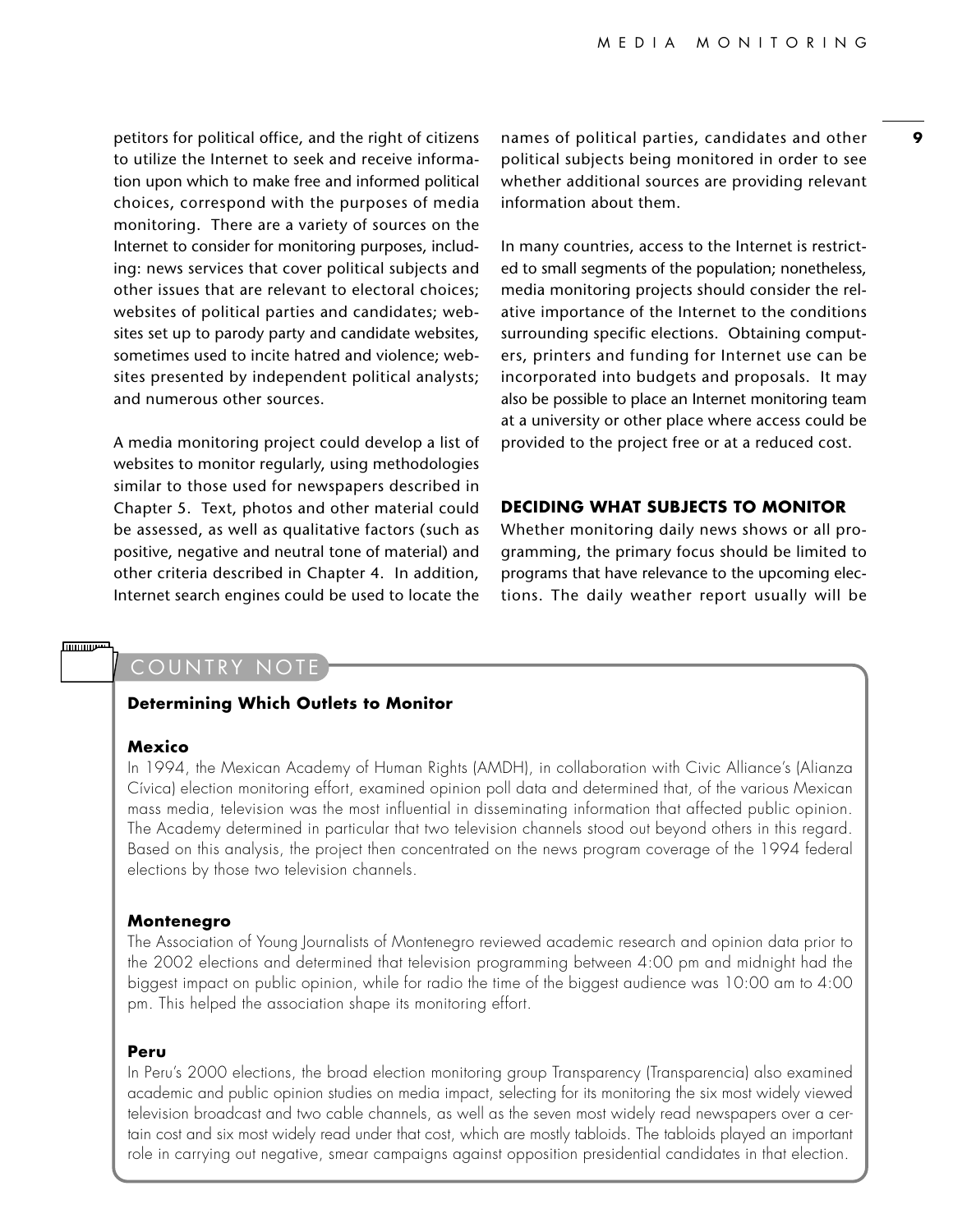petitors for political office, and the right of citizens to utilize the Internet to seek and receive information upon which to make free and informed political choices, correspond with the purposes of media monitoring. There are a variety of sources on the Internet to consider for monitoring purposes, including: news services that cover political subjects and other issues that are relevant to electoral choices; websites of political parties and candidates; websites set up to parody party and candidate websites, sometimes used to incite hatred and violence; websites presented by independent political analysts; and numerous other sources.

A media monitoring project could develop a list of websites to monitor regularly, using methodologies similar to those used for newspapers described in Chapter 5. Text, photos and other material could be assessed, as well as qualitative factors (such as positive, negative and neutral tone of material) and other criteria described in Chapter 4. In addition, Internet search engines could be used to locate the names of political parties, candidates and other political subjects being monitored in order to see whether additional sources are providing relevant information about them.

In many countries, access to the Internet is restricted to small segments of the population; nonetheless, media monitoring projects should consider the relative importance of the Internet to the conditions surrounding specific elections. Obtaining computers, printers and funding for Internet use can be incorporated into budgets and proposals. It may also be possible to place an Internet monitoring team at a university or other place where access could be provided to the project free or at a reduced cost.

## DECIDING WHAT SUBJECTS TO MONITOR

Whether monitoring daily news shows or all programming, the primary focus should be limited to programs that have relevance to the upcoming elections. The daily weather report usually will be

> **COUNTRY NOTE**
>
> **Determining Which Outlets to Monitor**
>
> **Mexico**
>
> In 1994, the Mexican Academy of Human Rights (AMDH), in collaboration with Civic Alliance's (Alianza Cívica) election monitoring effort, examined opinion poll data and determined that, of the various Mexican mass media, television was the most influential in disseminating information that affected public opinion. The Academy determined in particular that two television channels stood out beyond others in this regard. Based on this analysis, the project then concentrated on the news program coverage of the 1994 federal elections by those two television channels.
>
> **Montenegro**
>
> The Association of Young Journalists of Montenegro reviewed academic research and opinion data prior to the 2002 elections and determined that television programming between 4:00 pm and midnight had the biggest impact on public opinion, while for radio the time of the biggest audience was 10:00 am to 4:00 pm. This helped the association shape its monitoring effort.
>
> **Peru**
>
> In Peru's 2000 elections, the broad election monitoring group Transparency (Transparencia) also examined academic and public opinion studies on media impact, selecting for its monitoring the six most widely viewed television broadcast and two cable channels, as well as the seven most widely read newspapers over a certain cost and six most widely read under that cost, which are mostly tabloids. The tabloids played an important role in carrying out negative, smear campaigns against opposition presidential candidates in that election.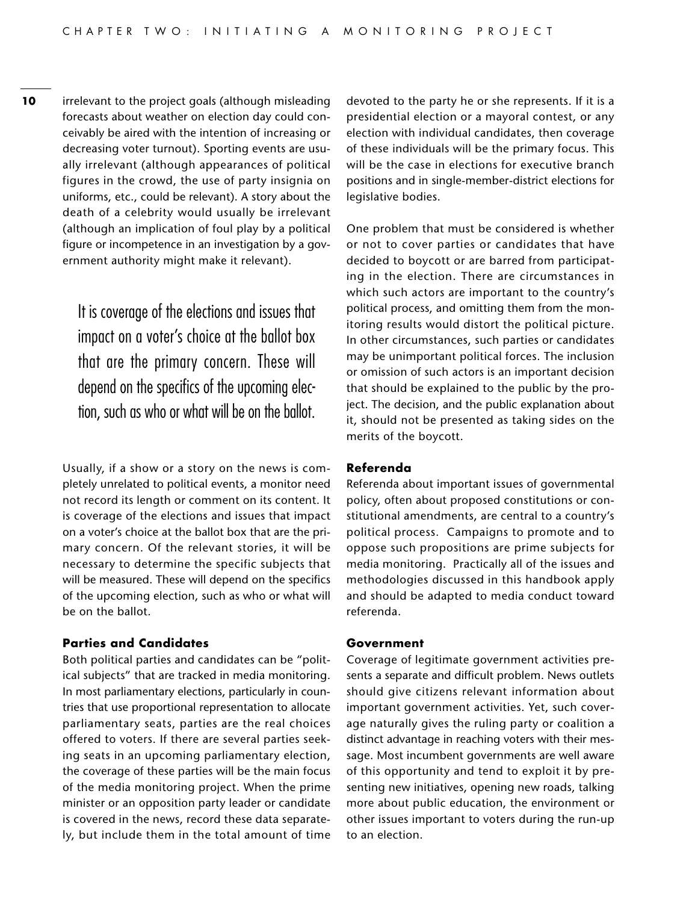irrelevant to the project goals (although misleading forecasts about weather on election day could conceivably be aired with the intention of increasing or decreasing voter turnout). Sporting events are usually irrelevant (although appearances of political figures in the crowd, the use of party insignia on uniforms, etc., could be relevant). A story about the death of a celebrity would usually be irrelevant (although an implication of foul play by a political figure or incompetence in an investigation by a government authority might make it relevant).

> It is coverage of the elections and issues that impact on a voter's choice at the ballot box that are the primary concern. These will depend on the specifics of the upcoming election, such as who or what will be on the ballot.

Usually, if a show or a story on the news is completely unrelated to political events, a monitor need not record its length or comment on its content. It is coverage of the elections and issues that impact on a voter's choice at the ballot box that are the primary concern. Of the relevant stories, it will be necessary to determine the specific subjects that will be measured. These will depend on the specifics of the upcoming election, such as who or what will be on the ballot.

### Parties and Candidates

Both political parties and candidates can be "political subjects" that are tracked in media monitoring. In most parliamentary elections, particularly in countries that use proportional representation to allocate parliamentary seats, parties are the real choices offered to voters. If there are several parties seeking seats in an upcoming parliamentary election, the coverage of these parties will be the main focus of the media monitoring project. When the prime minister or an opposition party leader or candidate is covered in the news, record these data separately, but include them in the total amount of time devoted to the party he or she represents. If it is a presidential election or a mayoral contest, or any election with individual candidates, then coverage of these individuals will be the primary focus. This will be the case in elections for executive branch positions and in single-member-district elections for legislative bodies.

One problem that must be considered is whether or not to cover parties or candidates that have decided to boycott or are barred from participating in the election. There are circumstances in which such actors are important to the country's political process, and omitting them from the monitoring results would distort the political picture. In other circumstances, such parties or candidates may be unimportant political forces. The inclusion or omission of such actors is an important decision that should be explained to the public by the project. The decision, and the public explanation about it, should not be presented as taking sides on the merits of the boycott.

### Referenda

Referenda about important issues of governmental policy, often about proposed constitutions or constitutional amendments, are central to a country's political process. Campaigns to promote and to oppose such propositions are prime subjects for media monitoring. Practically all of the issues and methodologies discussed in this handbook apply and should be adapted to media conduct toward referenda.

### Government

Coverage of legitimate government activities presents a separate and difficult problem. News outlets should give citizens relevant information about important government activities. Yet, such coverage naturally gives the ruling party or coalition a distinct advantage in reaching voters with their message. Most incumbent governments are well aware of this opportunity and tend to exploit it by presenting new initiatives, opening new roads, talking more about public education, the environment or other issues important to voters during the run-up to an election.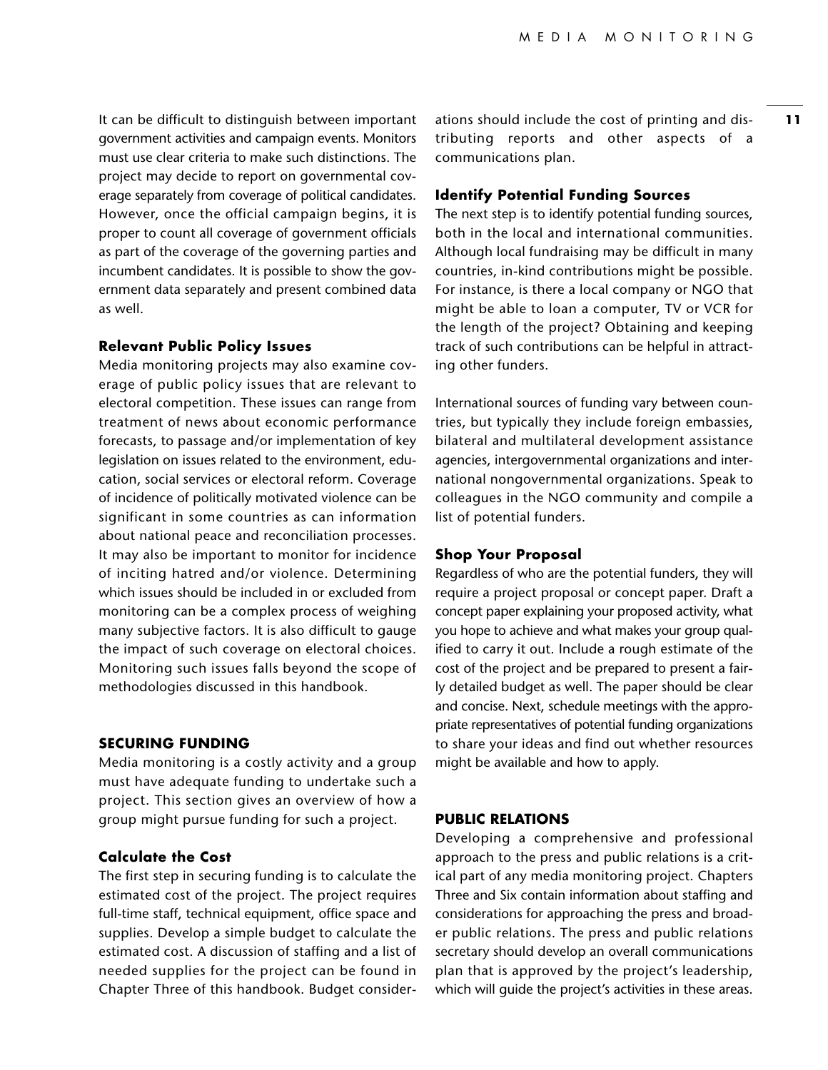It can be difficult to distinguish between important government activities and campaign events. Monitors must use clear criteria to make such distinctions. The project may decide to report on governmental coverage separately from coverage of political candidates. However, once the official campaign begins, it is proper to count all coverage of government officials as part of the coverage of the governing parties and incumbent candidates. It is possible to show the government data separately and present combined data as well.

### Relevant Public Policy Issues

Media monitoring projects may also examine coverage of public policy issues that are relevant to electoral competition. These issues can range from treatment of news about economic performance forecasts, to passage and/or implementation of key legislation on issues related to the environment, education, social services or electoral reform. Coverage of incidence of politically motivated violence can be significant in some countries as can information about national peace and reconciliation processes. It may also be important to monitor for incidence of inciting hatred and/or violence. Determining which issues should be included in or excluded from monitoring can be a complex process of weighing many subjective factors. It is also difficult to gauge the impact of such coverage on electoral choices. Monitoring such issues falls beyond the scope of methodologies discussed in this handbook.

## SECURING FUNDING

Media monitoring is a costly activity and a group must have adequate funding to undertake such a project. This section gives an overview of how a group might pursue funding for such a project.

### Calculate the Cost

The first step in securing funding is to calculate the estimated cost of the project. The project requires full-time staff, technical equipment, office space and supplies. Develop a simple budget to calculate the estimated cost. A discussion of staffing and a list of needed supplies for the project can be found in Chapter Three of this handbook. Budget considerations should include the cost of printing and distributing reports and other aspects of a communications plan.

### Identify Potential Funding Sources

The next step is to identify potential funding sources, both in the local and international communities. Although local fundraising may be difficult in many countries, in-kind contributions might be possible. For instance, is there a local company or NGO that might be able to loan a computer, TV or VCR for the length of the project? Obtaining and keeping track of such contributions can be helpful in attracting other funders.

International sources of funding vary between countries, but typically they include foreign embassies, bilateral and multilateral development assistance agencies, intergovernmental organizations and international nongovernmental organizations. Speak to colleagues in the NGO community and compile a list of potential funders.

### Shop Your Proposal

Regardless of who are the potential funders, they will require a project proposal or concept paper. Draft a concept paper explaining your proposed activity, what you hope to achieve and what makes your group qualified to carry it out. Include a rough estimate of the cost of the project and be prepared to present a fairly detailed budget as well. The paper should be clear and concise. Next, schedule meetings with the appropriate representatives of potential funding organizations to share your ideas and find out whether resources might be available and how to apply.

## PUBLIC RELATIONS

Developing a comprehensive and professional approach to the press and public relations is a critical part of any media monitoring project. Chapters Three and Six contain information about staffing and considerations for approaching the press and broader public relations. The press and public relations secretary should develop an overall communications plan that is approved by the project's leadership, which will guide the project's activities in these areas.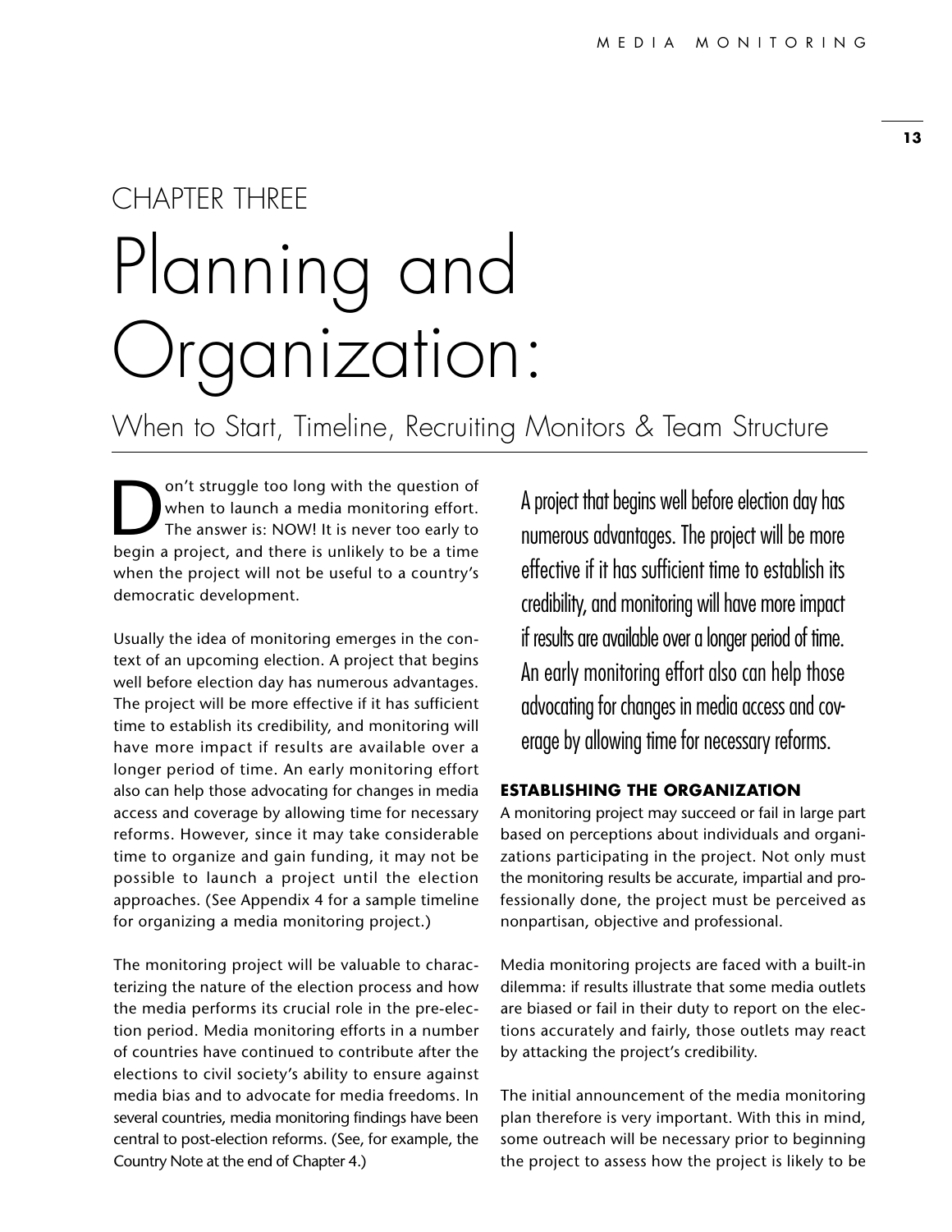CHAPTER THREE

# Planning and Organization:

## When to Start, Timeline, Recruiting Monitors & Team Structure

Don't struggle too long with the question of when to launch a media monitoring effort. The answer is: NOW! It is never too early to begin a project, and there is unlikely to be a time when the project will not be useful to a country's democratic development.

Usually the idea of monitoring emerges in the context of an upcoming election. A project that begins well before election day has numerous advantages. The project will be more effective if it has sufficient time to establish its credibility, and monitoring will have more impact if results are available over a longer period of time. An early monitoring effort also can help those advocating for changes in media access and coverage by allowing time for necessary reforms. However, since it may take considerable time to organize and gain funding, it may not be possible to launch a project until the election approaches. (See Appendix 4 for a sample timeline for organizing a media monitoring project.)

The monitoring project will be valuable to characterizing the nature of the election process and how the media performs its crucial role in the pre-election period. Media monitoring efforts in a number of countries have continued to contribute after the elections to civil society's ability to ensure against media bias and to advocate for media freedoms. In several countries, media monitoring findings have been central to post-election reforms. (See, for example, the Country Note at the end of Chapter 4.)

> A project that begins well before election day has numerous advantages. The project will be more effective if it has sufficient time to establish its credibility, and monitoring will have more impact if results are available over a longer period of time. An early monitoring effort also can help those advocating for changes in media access and coverage by allowing time for necessary reforms.

### ESTABLISHING THE ORGANIZATION

A monitoring project may succeed or fail in large part based on perceptions about individuals and organizations participating in the project. Not only must the monitoring results be accurate, impartial and professionally done, the project must be perceived as nonpartisan, objective and professional.

Media monitoring projects are faced with a built-in dilemma: if results illustrate that some media outlets are biased or fail in their duty to report on the elections accurately and fairly, those outlets may react by attacking the project's credibility.

The initial announcement of the media monitoring plan therefore is very important. With this in mind, some outreach will be necessary prior to beginning the project to assess how the project is likely to be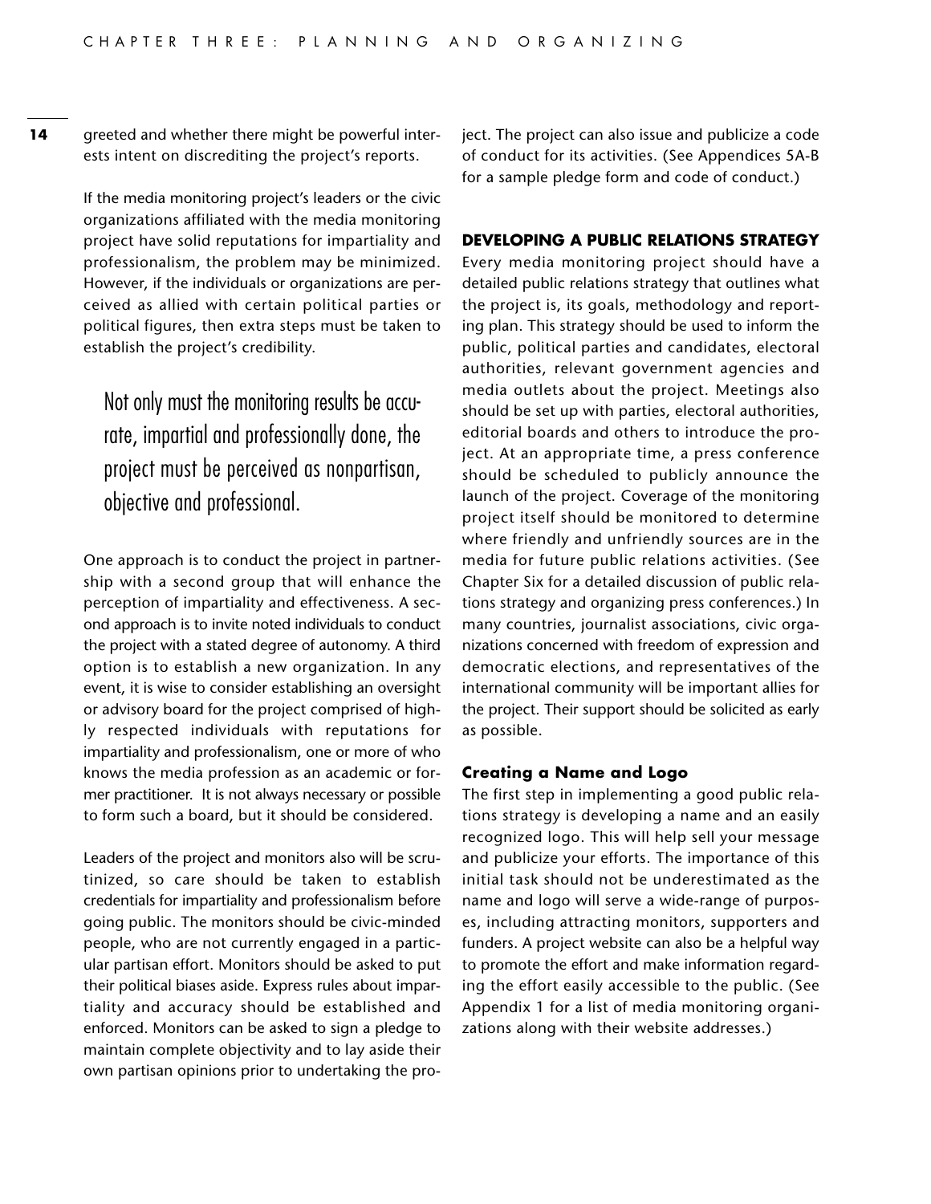greeted and whether there might be powerful interests intent on discrediting the project's reports.

If the media monitoring project's leaders or the civic organizations affiliated with the media monitoring project have solid reputations for impartiality and professionalism, the problem may be minimized. However, if the individuals or organizations are perceived as allied with certain political parties or political figures, then extra steps must be taken to establish the project's credibility.

> Not only must the monitoring results be accurate, impartial and professionally done, the project must be perceived as nonpartisan, objective and professional.

One approach is to conduct the project in partnership with a second group that will enhance the perception of impartiality and effectiveness. A second approach is to invite noted individuals to conduct the project with a stated degree of autonomy. A third option is to establish a new organization. In any event, it is wise to consider establishing an oversight or advisory board for the project comprised of highly respected individuals with reputations for impartiality and professionalism, one or more of who knows the media profession as an academic or former practitioner. It is not always necessary or possible to form such a board, but it should be considered.

Leaders of the project and monitors also will be scrutinized, so care should be taken to establish credentials for impartiality and professionalism before going public. The monitors should be civic-minded people, who are not currently engaged in a particular partisan effort. Monitors should be asked to put their political biases aside. Express rules about impartiality and accuracy should be established and enforced. Monitors can be asked to sign a pledge to maintain complete objectivity and to lay aside their own partisan opinions prior to undertaking the project. The project can also issue and publicize a code of conduct for its activities. (See Appendices 5A-B for a sample pledge form and code of conduct.)

## DEVELOPING A PUBLIC RELATIONS STRATEGY

Every media monitoring project should have a detailed public relations strategy that outlines what the project is, its goals, methodology and reporting plan. This strategy should be used to inform the public, political parties and candidates, electoral authorities, relevant government agencies and media outlets about the project. Meetings also should be set up with parties, electoral authorities, editorial boards and others to introduce the project. At an appropriate time, a press conference should be scheduled to publicly announce the launch of the project. Coverage of the monitoring project itself should be monitored to determine where friendly and unfriendly sources are in the media for future public relations activities. (See Chapter Six for a detailed discussion of public relations strategy and organizing press conferences.) In many countries, journalist associations, civic organizations concerned with freedom of expression and democratic elections, and representatives of the international community will be important allies for the project. Their support should be solicited as early as possible.

### Creating a Name and Logo

The first step in implementing a good public relations strategy is developing a name and an easily recognized logo. This will help sell your message and publicize your efforts. The importance of this initial task should not be underestimated as the name and logo will serve a wide-range of purposes, including attracting monitors, supporters and funders. A project website can also be a helpful way to promote the effort and make information regarding the effort easily accessible to the public. (See Appendix 1 for a list of media monitoring organizations along with their website addresses.)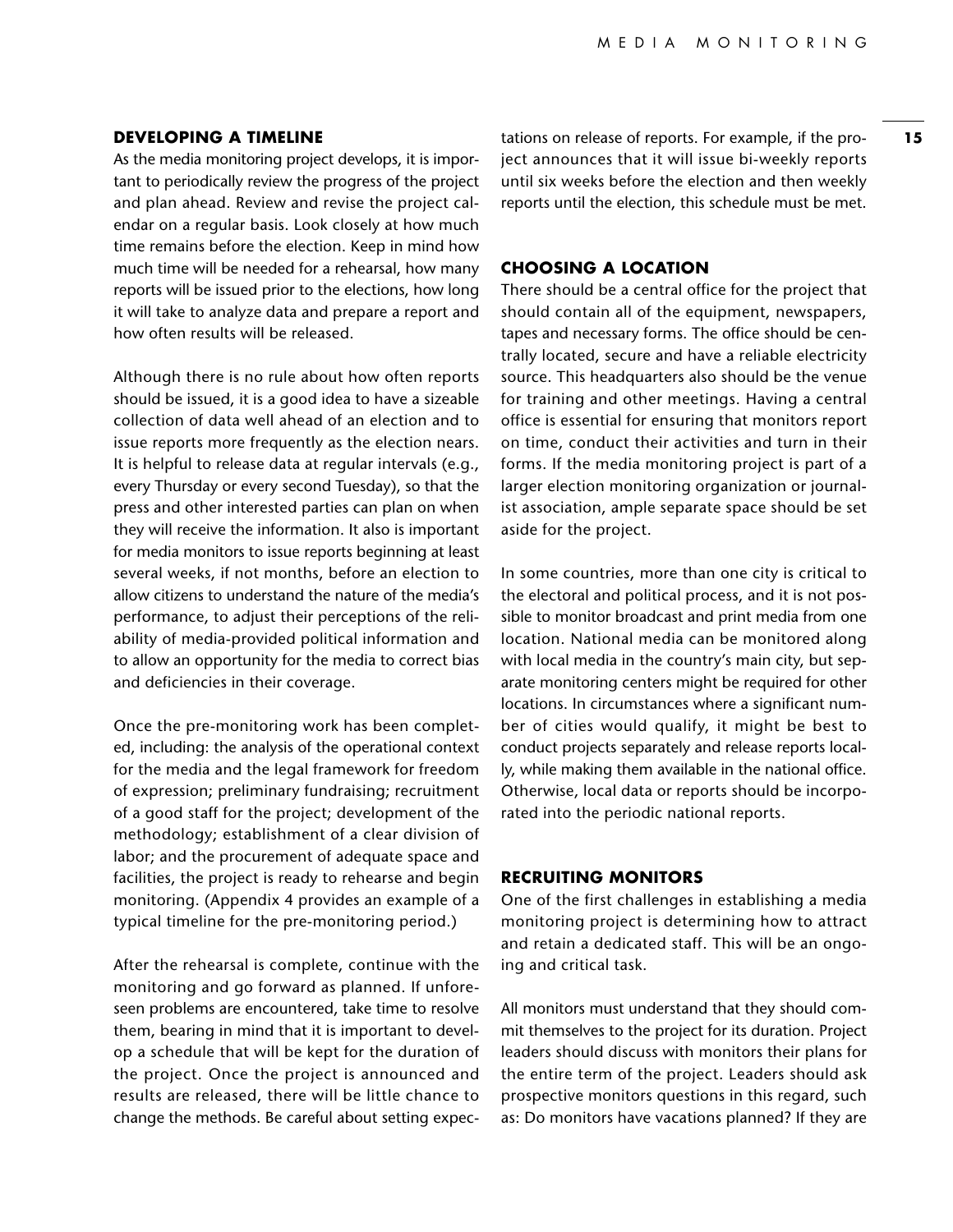### DEVELOPING A TIMELINE

As the media monitoring project develops, it is important to periodically review the progress of the project and plan ahead. Review and revise the project calendar on a regular basis. Look closely at how much time remains before the election. Keep in mind how much time will be needed for a rehearsal, how many reports will be issued prior to the elections, how long it will take to analyze data and prepare a report and how often results will be released.

Although there is no rule about how often reports should be issued, it is a good idea to have a sizeable collection of data well ahead of an election and to issue reports more frequently as the election nears. It is helpful to release data at regular intervals (e.g., every Thursday or every second Tuesday), so that the press and other interested parties can plan on when they will receive the information. It also is important for media monitors to issue reports beginning at least several weeks, if not months, before an election to allow citizens to understand the nature of the media's performance, to adjust their perceptions of the reliability of media-provided political information and to allow an opportunity for the media to correct bias and deficiencies in their coverage.

Once the pre-monitoring work has been completed, including: the analysis of the operational context for the media and the legal framework for freedom of expression; preliminary fundraising; recruitment of a good staff for the project; development of the methodology; establishment of a clear division of labor; and the procurement of adequate space and facilities, the project is ready to rehearse and begin monitoring. (Appendix 4 provides an example of a typical timeline for the pre-monitoring period.)

After the rehearsal is complete, continue with the monitoring and go forward as planned. If unforeseen problems are encountered, take time to resolve them, bearing in mind that it is important to develop a schedule that will be kept for the duration of the project. Once the project is announced and results are released, there will be little chance to change the methods. Be careful about setting expectations on release of reports. For example, if the project announces that it will issue bi-weekly reports until six weeks before the election and then weekly reports until the election, this schedule must be met.

### CHOOSING A LOCATION

There should be a central office for the project that should contain all of the equipment, newspapers, tapes and necessary forms. The office should be centrally located, secure and have a reliable electricity source. This headquarters also should be the venue for training and other meetings. Having a central office is essential for ensuring that monitors report on time, conduct their activities and turn in their forms. If the media monitoring project is part of a larger election monitoring organization or journalist association, ample separate space should be set aside for the project.

In some countries, more than one city is critical to the electoral and political process, and it is not possible to monitor broadcast and print media from one location. National media can be monitored along with local media in the country's main city, but separate monitoring centers might be required for other locations. In circumstances where a significant number of cities would qualify, it might be best to conduct projects separately and release reports locally, while making them available in the national office. Otherwise, local data or reports should be incorporated into the periodic national reports.

### RECRUITING MONITORS

One of the first challenges in establishing a media monitoring project is determining how to attract and retain a dedicated staff. This will be an ongoing and critical task.

All monitors must understand that they should commit themselves to the project for its duration. Project leaders should discuss with monitors their plans for the entire term of the project. Leaders should ask prospective monitors questions in this regard, such as: Do monitors have vacations planned? If they are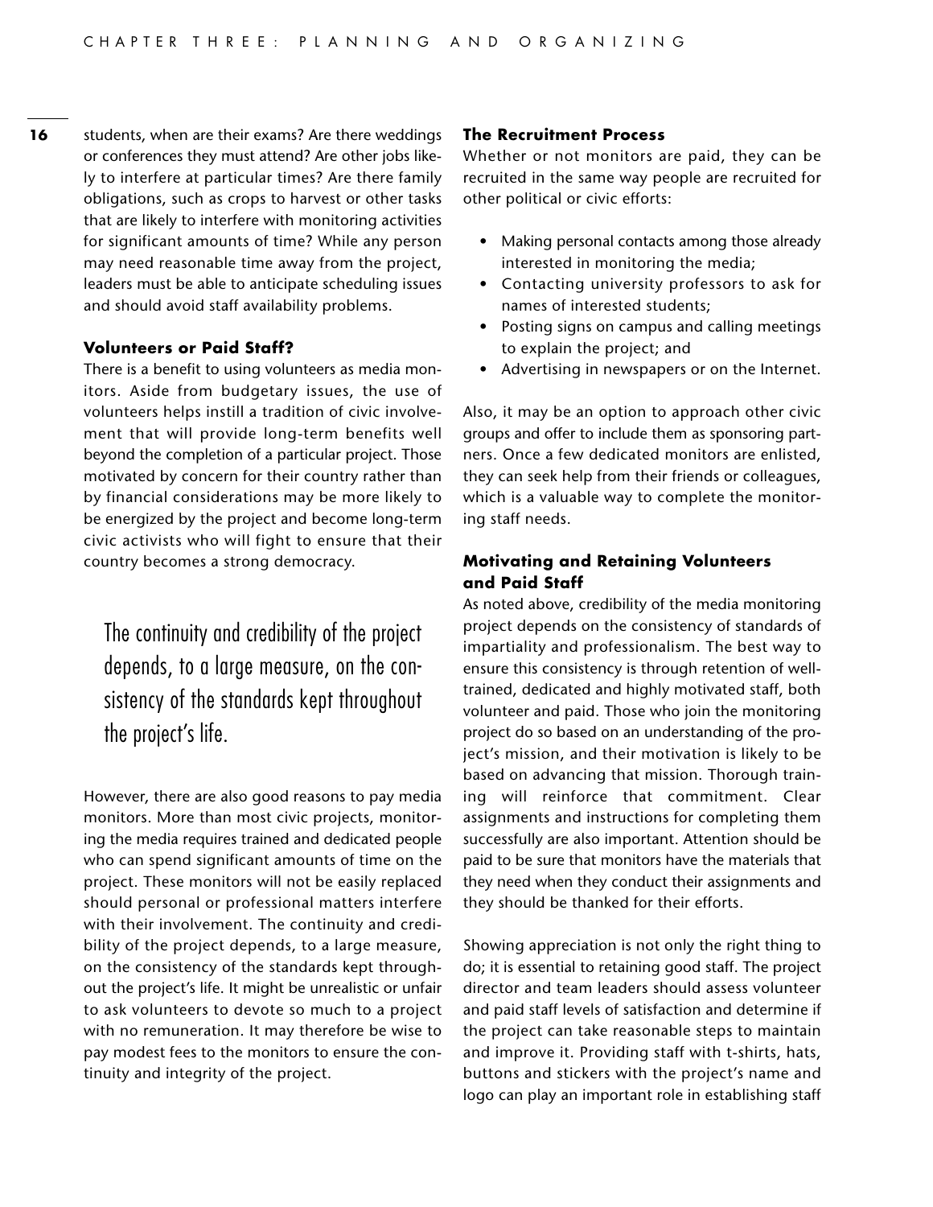students, when are their exams? Are there weddings or conferences they must attend? Are other jobs likely to interfere at particular times? Are there family obligations, such as crops to harvest or other tasks that are likely to interfere with monitoring activities for significant amounts of time? While any person may need reasonable time away from the project, leaders must be able to anticipate scheduling issues and should avoid staff availability problems.

### Volunteers or Paid Staff?

There is a benefit to using volunteers as media monitors. Aside from budgetary issues, the use of volunteers helps instill a tradition of civic involvement that will provide long-term benefits well beyond the completion of a particular project. Those motivated by concern for their country rather than by financial considerations may be more likely to be energized by the project and become long-term civic activists who will fight to ensure that their country becomes a strong democracy.

> The continuity and credibility of the project depends, to a large measure, on the consistency of the standards kept throughout the project's life.

However, there are also good reasons to pay media monitors. More than most civic projects, monitoring the media requires trained and dedicated people who can spend significant amounts of time on the project. These monitors will not be easily replaced should personal or professional matters interfere with their involvement. The continuity and credibility of the project depends, to a large measure, on the consistency of the standards kept throughout the project's life. It might be unrealistic or unfair to ask volunteers to devote so much to a project with no remuneration. It may therefore be wise to pay modest fees to the monitors to ensure the continuity and integrity of the project.

### The Recruitment Process

Whether or not monitors are paid, they can be recruited in the same way people are recruited for other political or civic efforts:

- Making personal contacts among those already interested in monitoring the media;
- Contacting university professors to ask for names of interested students;
- Posting signs on campus and calling meetings to explain the project; and
- Advertising in newspapers or on the Internet.

Also, it may be an option to approach other civic groups and offer to include them as sponsoring partners. Once a few dedicated monitors are enlisted, they can seek help from their friends or colleagues, which is a valuable way to complete the monitoring staff needs.

### Motivating and Retaining Volunteers and Paid Staff

As noted above, credibility of the media monitoring project depends on the consistency of standards of impartiality and professionalism. The best way to ensure this consistency is through retention of well-trained, dedicated and highly motivated staff, both volunteer and paid. Those who join the monitoring project do so based on an understanding of the project's mission, and their motivation is likely to be based on advancing that mission. Thorough training will reinforce that commitment. Clear assignments and instructions for completing them successfully are also important. Attention should be paid to be sure that monitors have the materials that they need when they conduct their assignments and they should be thanked for their efforts.

Showing appreciation is not only the right thing to do; it is essential to retaining good staff. The project director and team leaders should assess volunteer and paid staff levels of satisfaction and determine if the project can take reasonable steps to maintain and improve it. Providing staff with t-shirts, hats, buttons and stickers with the project's name and logo can play an important role in establishing staff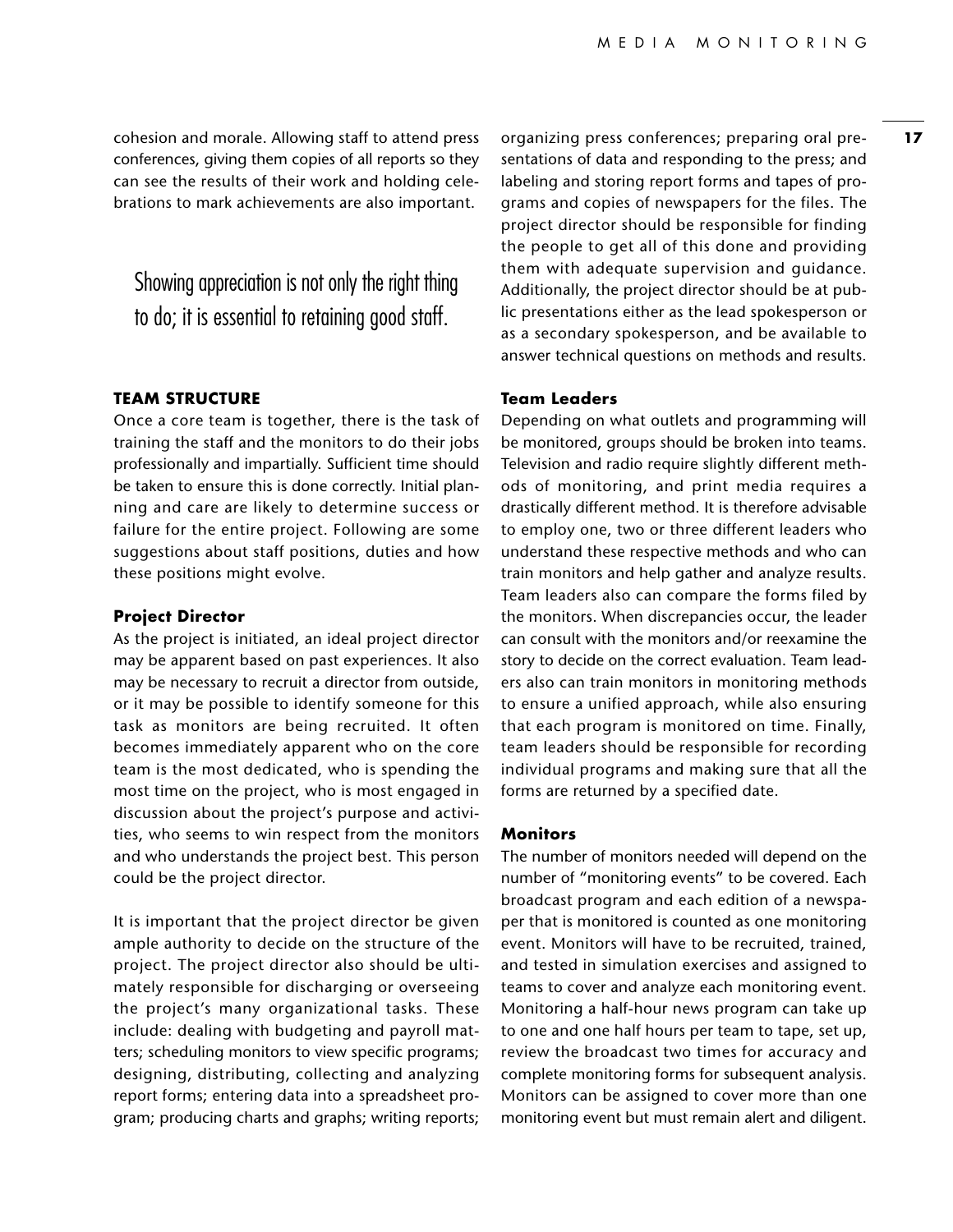cohesion and morale. Allowing staff to attend press conferences, giving them copies of all reports so they can see the results of their work and holding celebrations to mark achievements are also important.

> Showing appreciation is not only the right thing to do; it is essential to retaining good staff.

## TEAM STRUCTURE

Once a core team is together, there is the task of training the staff and the monitors to do their jobs professionally and impartially. Sufficient time should be taken to ensure this is done correctly. Initial planning and care are likely to determine success or failure for the entire project. Following are some suggestions about staff positions, duties and how these positions might evolve.

### Project Director

As the project is initiated, an ideal project director may be apparent based on past experiences. It also may be necessary to recruit a director from outside, or it may be possible to identify someone for this task as monitors are being recruited. It often becomes immediately apparent who on the core team is the most dedicated, who is spending the most time on the project, who is most engaged in discussion about the project's purpose and activities, who seems to win respect from the monitors and who understands the project best. This person could be the project director.

It is important that the project director be given ample authority to decide on the structure of the project. The project director also should be ultimately responsible for discharging or overseeing the project's many organizational tasks. These include: dealing with budgeting and payroll matters; scheduling monitors to view specific programs; designing, distributing, collecting and analyzing report forms; entering data into a spreadsheet program; producing charts and graphs; writing reports; organizing press conferences; preparing oral presentations of data and responding to the press; and labeling and storing report forms and tapes of programs and copies of newspapers for the files. The project director should be responsible for finding the people to get all of this done and providing them with adequate supervision and guidance. Additionally, the project director should be at public presentations either as the lead spokesperson or as a secondary spokesperson, and be available to answer technical questions on methods and results.

### Team Leaders

Depending on what outlets and programming will be monitored, groups should be broken into teams. Television and radio require slightly different methods of monitoring, and print media requires a drastically different method. It is therefore advisable to employ one, two or three different leaders who understand these respective methods and who can train monitors and help gather and analyze results. Team leaders also can compare the forms filed by the monitors. When discrepancies occur, the leader can consult with the monitors and/or reexamine the story to decide on the correct evaluation. Team leaders also can train monitors in monitoring methods to ensure a unified approach, while also ensuring that each program is monitored on time. Finally, team leaders should be responsible for recording individual programs and making sure that all the forms are returned by a specified date.

### Monitors

The number of monitors needed will depend on the number of "monitoring events" to be covered. Each broadcast program and each edition of a newspaper that is monitored is counted as one monitoring event. Monitors will have to be recruited, trained, and tested in simulation exercises and assigned to teams to cover and analyze each monitoring event. Monitoring a half-hour news program can take up to one and one half hours per team to tape, set up, review the broadcast two times for accuracy and complete monitoring forms for subsequent analysis. Monitors can be assigned to cover more than one monitoring event but must remain alert and diligent.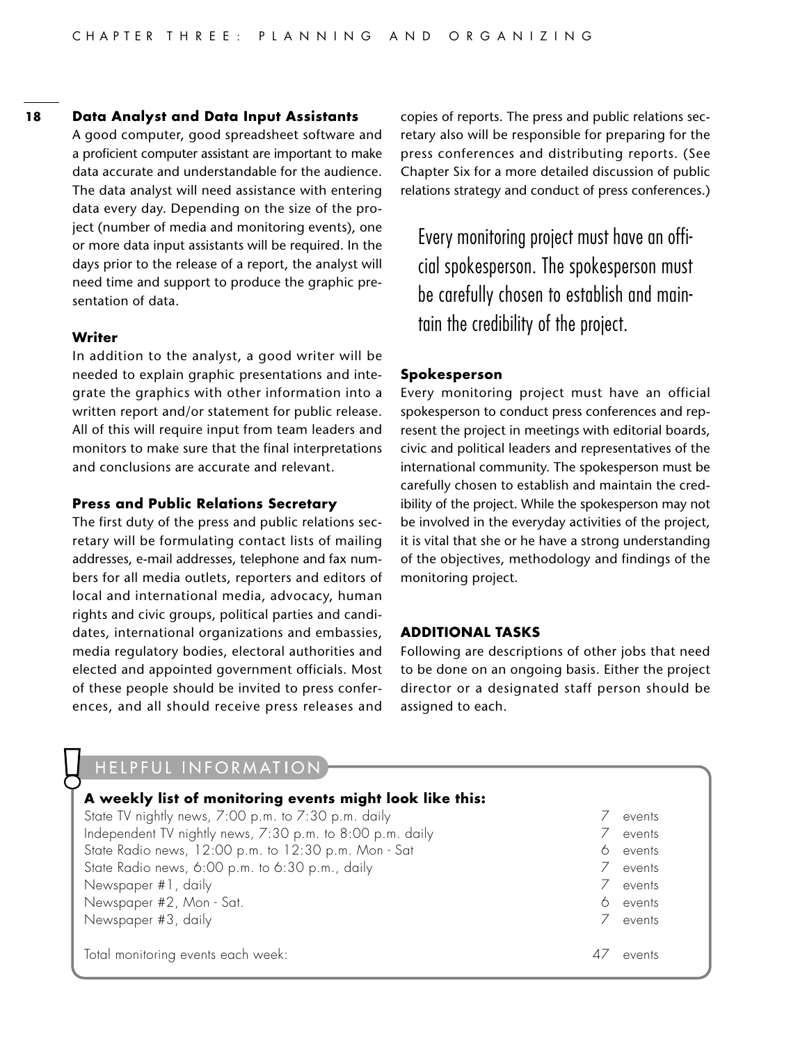### Data Analyst and Data Input Assistants

A good computer, good spreadsheet software and a proficient computer assistant are important to make data accurate and understandable for the audience. The data analyst will need assistance with entering data every day. Depending on the size of the project (number of media and monitoring events), one or more data input assistants will be required. In the days prior to the release of a report, the analyst will need time and support to produce the graphic presentation of data.

### Writer

In addition to the analyst, a good writer will be needed to explain graphic presentations and integrate the graphics with other information into a written report and/or statement for public release. All of this will require input from team leaders and monitors to make sure that the final interpretations and conclusions are accurate and relevant.

### Press and Public Relations Secretary

The first duty of the press and public relations secretary will be formulating contact lists of mailing addresses, e-mail addresses, telephone and fax numbers for all media outlets, reporters and editors of local and international media, advocacy, human rights and civic groups, political parties and candidates, international organizations and embassies, media regulatory bodies, electoral authorities and elected and appointed government officials. Most of these people should be invited to press conferences, and all should receive press releases and copies of reports. The press and public relations secretary also will be responsible for preparing for the press conferences and distributing reports. (See Chapter Six for a more detailed discussion of public relations strategy and conduct of press conferences.)

> Every monitoring project must have an official spokesperson. The spokesperson must be carefully chosen to establish and maintain the credibility of the project.

### Spokesperson

Every monitoring project must have an official spokesperson to conduct press conferences and represent the project in meetings with editorial boards, civic and political leaders and representatives of the international community. The spokesperson must be carefully chosen to establish and maintain the credibility of the project. While the spokesperson may not be involved in the everyday activities of the project, it is vital that she or he have a strong understanding of the objectives, methodology and findings of the monitoring project.

## ADDITIONAL TASKS

Following are descriptions of other jobs that need to be done on an ongoing basis. Either the project director or a designated staff person should be assigned to each.

**HELPFUL INFORMATION**

**A weekly list of monitoring events might look like this:**

| Monitoring event | Events |
|---|---|
| State TV nightly news, 7:00 p.m. to 7:30 p.m. daily | 7 events |
| Independent TV nightly news, 7:30 p.m. to 8:00 p.m. daily | 7 events |
| State Radio news, 12:00 p.m. to 12:30 p.m. Mon - Sat | 6 events |
| State Radio news, 6:00 p.m. to 6:30 p.m., daily | 7 events |
| Newspaper #1, daily | 7 events |
| Newspaper #2, Mon - Sat. | 6 events |
| Newspaper #3, daily | 7 events |
| Total monitoring events each week: | 47 events |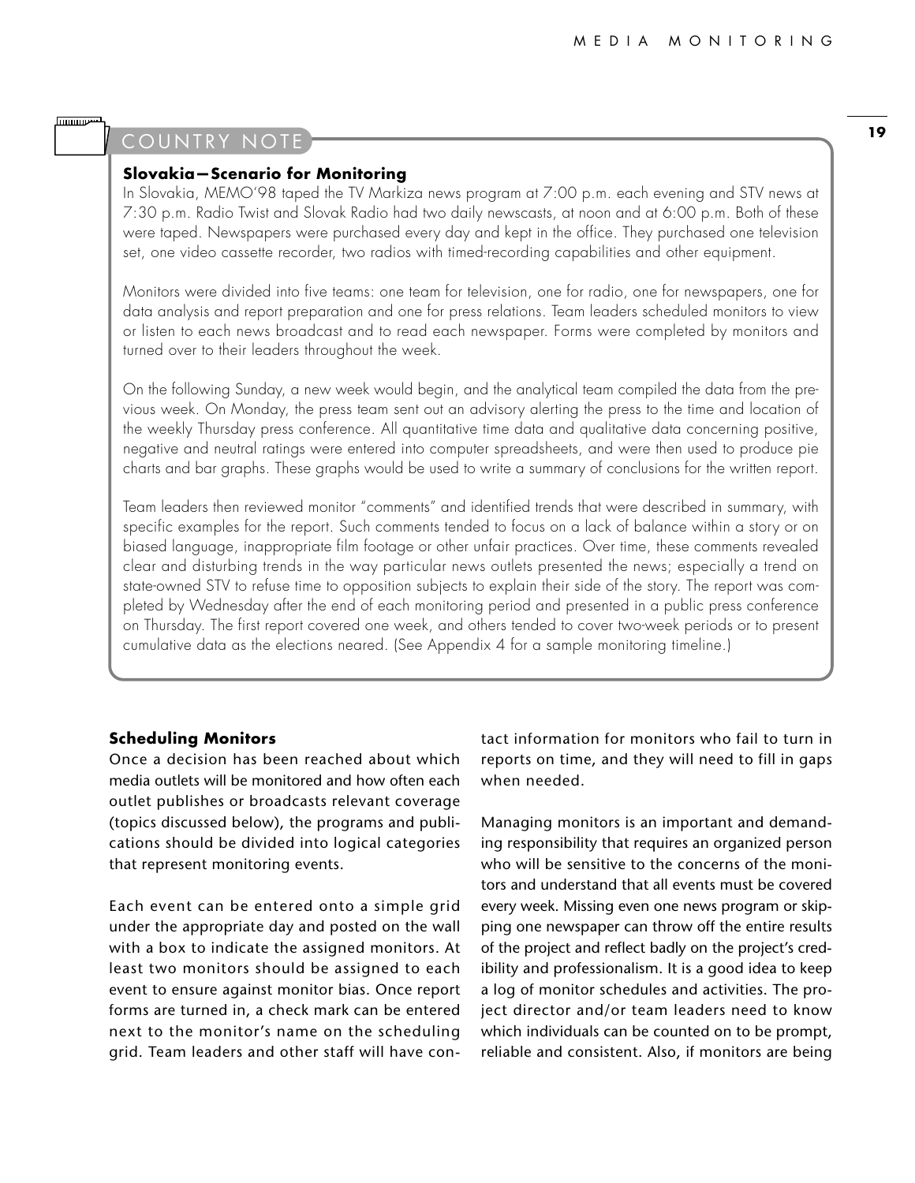## COUNTRY NOTE

**Slovakia—Scenario for Monitoring**

In Slovakia, MEMO'98 taped the TV Markiza news program at 7:00 p.m. each evening and STV news at 7:30 p.m. Radio Twist and Slovak Radio had two daily newscasts, at noon and at 6:00 p.m. Both of these were taped. Newspapers were purchased every day and kept in the office. They purchased one television set, one video cassette recorder, two radios with timed-recording capabilities and other equipment.

Monitors were divided into five teams: one team for television, one for radio, one for newspapers, one for data analysis and report preparation and one for press relations. Team leaders scheduled monitors to view or listen to each news broadcast and to read each newspaper. Forms were completed by monitors and turned over to their leaders throughout the week.

On the following Sunday, a new week would begin, and the analytical team compiled the data from the previous week. On Monday, the press team sent out an advisory alerting the press to the time and location of the weekly Thursday press conference. All quantitative time data and qualitative data concerning positive, negative and neutral ratings were entered into computer spreadsheets, and were then used to produce pie charts and bar graphs. These graphs would be used to write a summary of conclusions for the written report.

Team leaders then reviewed monitor "comments" and identified trends that were described in summary, with specific examples for the report. Such comments tended to focus on a lack of balance within a story or on biased language, inappropriate film footage or other unfair practices. Over time, these comments revealed clear and disturbing trends in the way particular news outlets presented the news; especially a trend on state-owned STV to refuse time to opposition subjects to explain their side of the story. The report was completed by Wednesday after the end of each monitoring period and presented in a public press conference on Thursday. The first report covered one week, and others tended to cover two-week periods or to present cumulative data as the elections neared. (See Appendix 4 for a sample monitoring timeline.)

### Scheduling Monitors

Once a decision has been reached about which media outlets will be monitored and how often each outlet publishes or broadcasts relevant coverage (topics discussed below), the programs and publications should be divided into logical categories that represent monitoring events.

Each event can be entered onto a simple grid under the appropriate day and posted on the wall with a box to indicate the assigned monitors. At least two monitors should be assigned to each event to ensure against monitor bias. Once report forms are turned in, a check mark can be entered next to the monitor's name on the scheduling grid. Team leaders and other staff will have contact information for monitors who fail to turn in reports on time, and they will need to fill in gaps when needed.

Managing monitors is an important and demanding responsibility that requires an organized person who will be sensitive to the concerns of the monitors and understand that all events must be covered every week. Missing even one news program or skipping one newspaper can throw off the entire results of the project and reflect badly on the project's credibility and professionalism. It is a good idea to keep a log of monitor schedules and activities. The project director and/or team leaders need to know which individuals can be counted on to be prompt, reliable and consistent. Also, if monitors are being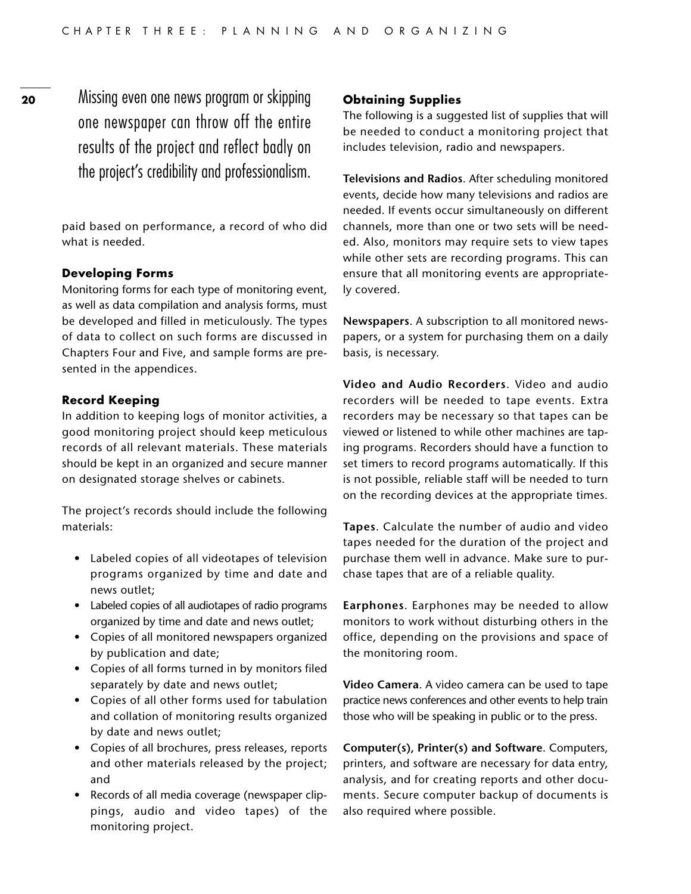Missing even one news program or skipping one newspaper can throw off the entire results of the project and reflect badly on the project's credibility and professionalism.

paid based on performance, a record of who did what is needed.

### Developing Forms

Monitoring forms for each type of monitoring event, as well as data compilation and analysis forms, must be developed and filled in meticulously. The types of data to collect on such forms are discussed in Chapters Four and Five, and sample forms are presented in the appendices.

### Record Keeping

In addition to keeping logs of monitor activities, a good monitoring project should keep meticulous records of all relevant materials. These materials should be kept in an organized and secure manner on designated storage shelves or cabinets.

The project's records should include the following materials:

- Labeled copies of all videotapes of television programs organized by time and date and news outlet;
- Labeled copies of all audiotapes of radio programs organized by time and date and news outlet;
- Copies of all monitored newspapers organized by publication and date;
- Copies of all forms turned in by monitors filed separately by date and news outlet;
- Copies of all other forms used for tabulation and collation of monitoring results organized by date and news outlet;
- Copies of all brochures, press releases, reports and other materials released by the project; and
- Records of all media coverage (newspaper clippings, audio and video tapes) of the monitoring project.

### Obtaining Supplies

The following is a suggested list of supplies that will be needed to conduct a monitoring project that includes television, radio and newspapers.

**Televisions and Radios**. After scheduling monitored events, decide how many televisions and radios are needed. If events occur simultaneously on different channels, more than one or two sets will be needed. Also, monitors may require sets to view tapes while other sets are recording programs. This can ensure that all monitoring events are appropriately covered.

**Newspapers**. A subscription to all monitored newspapers, or a system for purchasing them on a daily basis, is necessary.

**Video and Audio Recorders**. Video and audio recorders will be needed to tape events. Extra recorders may be necessary so that tapes can be viewed or listened to while other machines are taping programs. Recorders should have a function to set timers to record programs automatically. If this is not possible, reliable staff will be needed to turn on the recording devices at the appropriate times.

**Tapes**. Calculate the number of audio and video tapes needed for the duration of the project and purchase them well in advance. Make sure to purchase tapes that are of a reliable quality.

**Earphones**. Earphones may be needed to allow monitors to work without disturbing others in the office, depending on the provisions and space of the monitoring room.

**Video Camera**. A video camera can be used to tape practice news conferences and other events to help train those who will be speaking in public or to the press.

**Computer(s), Printer(s) and Software**. Computers, printers, and software are necessary for data entry, analysis, and for creating reports and other documents. Secure computer backup of documents is also required where possible.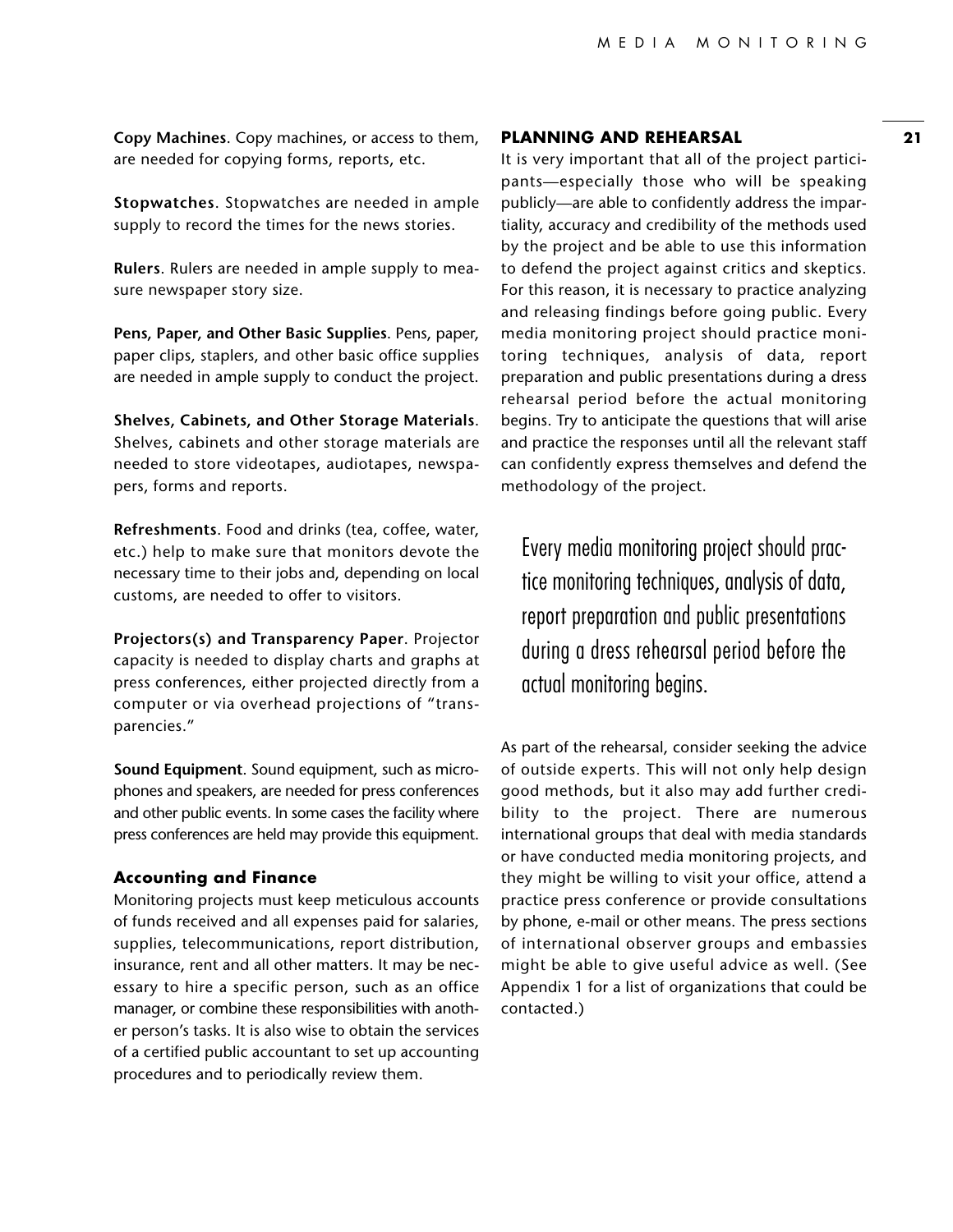**Copy Machines**. Copy machines, or access to them, are needed for copying forms, reports, etc.

**Stopwatches**. Stopwatches are needed in ample supply to record the times for the news stories.

**Rulers**. Rulers are needed in ample supply to measure newspaper story size.

**Pens, Paper, and Other Basic Supplies**. Pens, paper, paper clips, staplers, and other basic office supplies are needed in ample supply to conduct the project.

**Shelves, Cabinets, and Other Storage Materials**. Shelves, cabinets and other storage materials are needed to store videotapes, audiotapes, newspapers, forms and reports.

**Refreshments**. Food and drinks (tea, coffee, water, etc.) help to make sure that monitors devote the necessary time to their jobs and, depending on local customs, are needed to offer to visitors.

**Projectors(s) and Transparency Paper**. Projector capacity is needed to display charts and graphs at press conferences, either projected directly from a computer or via overhead projections of "transparencies."

**Sound Equipment**. Sound equipment, such as microphones and speakers, are needed for press conferences and other public events. In some cases the facility where press conferences are held may provide this equipment.

### Accounting and Finance

Monitoring projects must keep meticulous accounts of funds received and all expenses paid for salaries, supplies, telecommunications, report distribution, insurance, rent and all other matters. It may be necessary to hire a specific person, such as an office manager, or combine these responsibilities with another person's tasks. It is also wise to obtain the services of a certified public accountant to set up accounting procedures and to periodically review them.

## PLANNING AND REHEARSAL

It is very important that all of the project participants—especially those who will be speaking publicly—are able to confidently address the impartiality, accuracy and credibility of the methods used by the project and be able to use this information to defend the project against critics and skeptics. For this reason, it is necessary to practice analyzing and releasing findings before going public. Every media monitoring project should practice monitoring techniques, analysis of data, report preparation and public presentations during a dress rehearsal period before the actual monitoring begins. Try to anticipate the questions that will arise and practice the responses until all the relevant staff can confidently express themselves and defend the methodology of the project.

> Every media monitoring project should practice monitoring techniques, analysis of data, report preparation and public presentations during a dress rehearsal period before the actual monitoring begins.

As part of the rehearsal, consider seeking the advice of outside experts. This will not only help design good methods, but it also may add further credibility to the project. There are numerous international groups that deal with media standards or have conducted media monitoring projects, and they might be willing to visit your office, attend a practice press conference or provide consultations by phone, e-mail or other means. The press sections of international observer groups and embassies might be able to give useful advice as well. (See Appendix 1 for a list of organizations that could be contacted.)